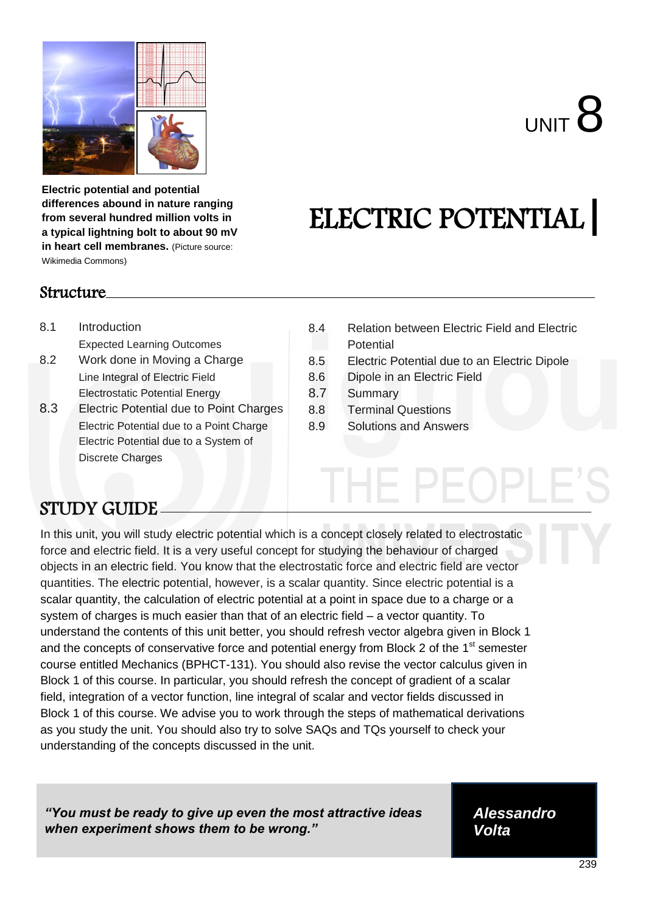# UNIT 8

# ELECTRIC POTENTIAL

**Electric potential and potential differences abound in nature ranging from several hundred million volts in a typical lightning bolt to about 90 mV in heart cell membranes.** (Picture source: Wikimedia Commons)

## Structure

8.1 Introduction
- Expected Learning Outcomes

8.2 Work done in Moving a Charge
- Line Integral of Electric Field
- Electrostatic Potential Energy

8.3 Electric Potential due to Point Charges
- Electric Potential due to a Point Charge
- Electric Potential due to a System of Discrete Charges

8.4 Relation between Electric Field and Electric Potential

8.5 Electric Potential due to an Electric Dipole

8.6 Dipole in an Electric Field

8.7 Summary

8.8 Terminal Questions

8.9 Solutions and Answers

## STUDY GUIDE

In this unit, you will study electric potential which is a concept closely related to electrostatic force and electric field. It is a very useful concept for studying the behaviour of charged objects in an electric field. You know that the electrostatic force and electric field are vector quantities. The electric potential, however, is a scalar quantity. Since electric potential is a scalar quantity, the calculation of electric potential at a point in space due to a charge or a system of charges is much easier than that of an electric field – a vector quantity. To understand the contents of this unit better, you should refresh vector algebra given in Block 1 and the concepts of conservative force and potential energy from Block 2 of the 1st semester course entitled Mechanics (BPHCT-131). You should also revise the vector calculus given in Block 1 of this course. In particular, you should refresh the concept of gradient of a scalar field, integration of a vector function, line integral of scalar and vector fields discussed in Block 1 of this course. We advise you to work through the steps of mathematical derivations as you study the unit. You should also try to solve SAQs and TQs yourself to check your understanding of the concepts discussed in the unit.

***"You must be ready to give up even the most attractive ideas when experiment shows them to be wrong."***

***Alessandro Volta***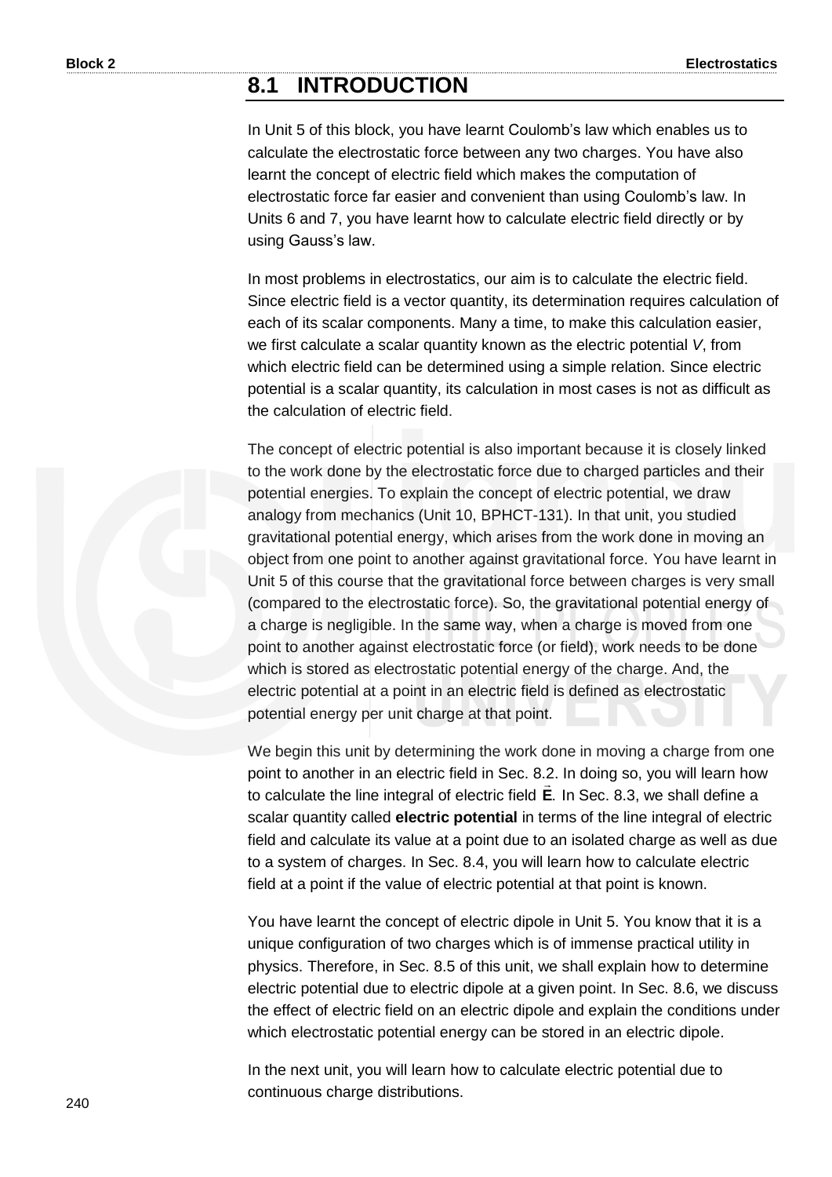## 8.1 INTRODUCTION

In Unit 5 of this block, you have learnt Coulomb's law which enables us to calculate the electrostatic force between any two charges. You have also learnt the concept of electric field which makes the computation of electrostatic force far easier and convenient than using Coulomb's law. In Units 6 and 7, you have learnt how to calculate electric field directly or by using Gauss's law.

In most problems in electrostatics, our aim is to calculate the electric field. Since electric field is a vector quantity, its determination requires calculation of each of its scalar components. Many a time, to make this calculation easier, we first calculate a scalar quantity known as the electric potential $V$, from which electric field can be determined using a simple relation. Since electric potential is a scalar quantity, its calculation in most cases is not as difficult as the calculation of electric field.

The concept of electric potential is also important because it is closely linked to the work done by the electrostatic force due to charged particles and their potential energies. To explain the concept of electric potential, we draw analogy from mechanics (Unit 10, BPHCT-131). In that unit, you studied gravitational potential energy, which arises from the work done in moving an object from one point to another against gravitational force. You have learnt in Unit 5 of this course that the gravitational force between charges is very small (compared to the electrostatic force). So, the gravitational potential energy of a charge is negligible. In the same way, when a charge is moved from one point to another against electrostatic force (or field), work needs to be done which is stored as electrostatic potential energy of the charge. And, the electric potential at a point in an electric field is defined as electrostatic potential energy per unit charge at that point.

We begin this unit by determining the work done in moving a charge from one point to another in an electric field in Sec. 8.2. In doing so, you will learn how to calculate the line integral of electric field $\vec{\mathbf{E}}$. In Sec. 8.3, we shall define a scalar quantity called **electric potential** in terms of the line integral of electric field and calculate its value at a point due to an isolated charge as well as due to a system of charges. In Sec. 8.4, you will learn how to calculate electric field at a point if the value of electric potential at that point is known.

You have learnt the concept of electric dipole in Unit 5. You know that it is a unique configuration of two charges which is of immense practical utility in physics. Therefore, in Sec. 8.5 of this unit, we shall explain how to determine electric potential due to electric dipole at a given point. In Sec. 8.6, we discuss the effect of electric field on an electric dipole and explain the conditions under which electrostatic potential energy can be stored in an electric dipole.

In the next unit, you will learn how to calculate electric potential due to continuous charge distributions.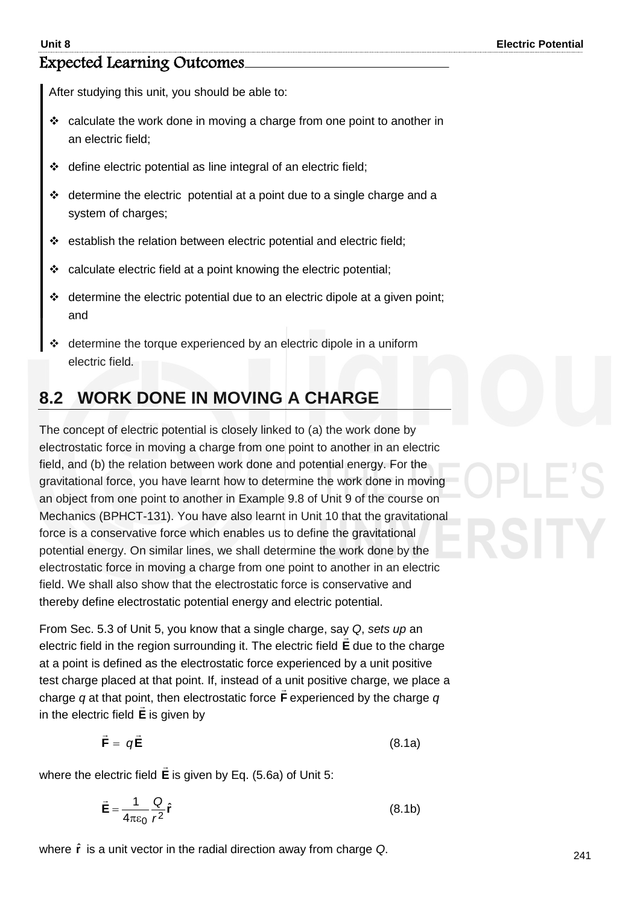## Expected Learning Outcomes

After studying this unit, you should be able to:

- calculate the work done in moving a charge from one point to another in an electric field;
- define electric potential as line integral of an electric field;
- determine the electric potential at a point due to a single charge and a system of charges;
- establish the relation between electric potential and electric field;
- calculate electric field at a point knowing the electric potential;
- determine the electric potential due to an electric dipole at a given point; and
- determine the torque experienced by an electric dipole in a uniform electric field.

# 8.2 WORK DONE IN MOVING A CHARGE

The concept of electric potential is closely linked to (a) the work done by electrostatic force in moving a charge from one point to another in an electric field, and (b) the relation between work done and potential energy. For the gravitational force, you have learnt how to determine the work done in moving an object from one point to another in Example 9.8 of Unit 9 of the course on Mechanics (BPHCT-131). You have also learnt in Unit 10 that the gravitational force is a conservative force which enables us to define the gravitational potential energy. On similar lines, we shall determine the work done by the electrostatic force in moving a charge from one point to another in an electric field. We shall also show that the electrostatic force is conservative and thereby define electrostatic potential energy and electric potential.

From Sec. 5.3 of Unit 5, you know that a single charge, say $Q$, *sets up* an electric field in the region surrounding it. The electric field $\vec{\mathbf{E}}$ due to the charge at a point is defined as the electrostatic force experienced by a unit positive test charge placed at that point. If, instead of a unit positive charge, we place a charge $q$ at that point, then electrostatic force $\vec{\mathbf{F}}$ experienced by the charge $q$ in the electric field $\vec{\mathbf{E}}$ is given by

$$\vec{\mathbf{F}} = q\vec{\mathbf{E}} \tag{8.1a}$$

where the electric field $\vec{\mathbf{E}}$ is given by Eq. (5.6a) of Unit 5:

$$\vec{\mathbf{E}} = \frac{1}{4\pi\varepsilon_0}\frac{Q}{r^2}\hat{\mathbf{r}} \tag{8.1b}$$

where $\hat{\mathbf{r}}$ is a unit vector in the radial direction away from charge $Q$.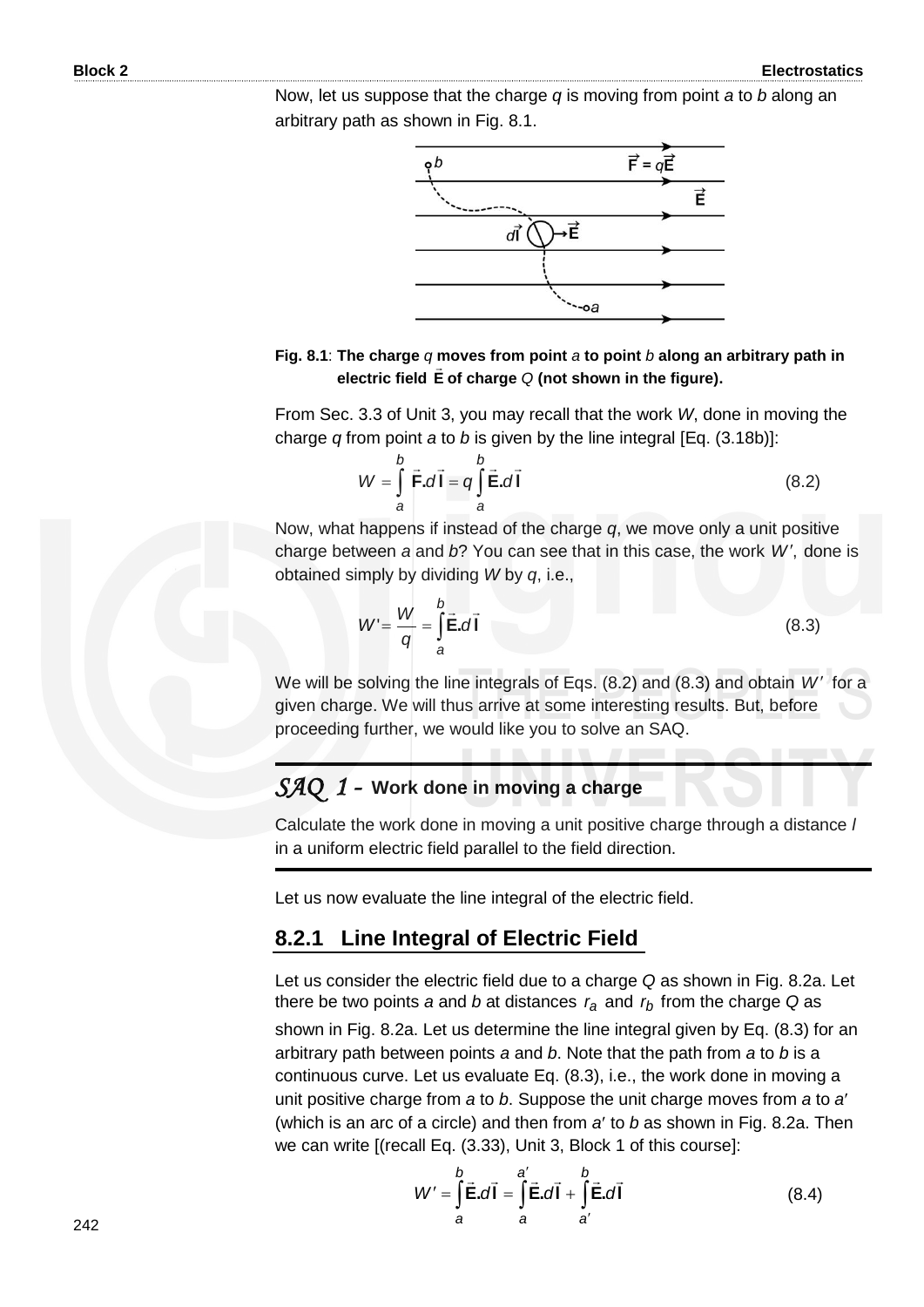Now, let us suppose that the charge $q$ is moving from point $a$ to $b$ along an arbitrary path as shown in Fig. 8.1.

**Fig. 8.1**: **The charge $q$ moves from point $a$ to point $b$ along an arbitrary path in electric field $\vec{E}$ of charge $Q$ (not shown in the figure).**

From Sec. 3.3 of Unit 3, you may recall that the work $W$, done in moving the charge $q$ from point $a$ to $b$ is given by the line integral [Eq. (3.18b)]:

$$W = \int_a^b \vec{F}.d\vec{l} = q\int_a^b \vec{E}.d\vec{l} \tag{8.2}$$

Now, what happens if instead of the charge $q$, we move only a unit positive charge between $a$ and $b$? You can see that in this case, the work $W'$, done is obtained simply by dividing $W$ by $q$, i.e.,

$$W' = \frac{W}{q} = \int_a^b \vec{E}.d\vec{l} \tag{8.3}$$

We will be solving the line integrals of Eqs. (8.2) and (8.3) and obtain $W'$ for a given charge. We will thus arrive at some interesting results. But, before proceeding further, we would like you to solve an SAQ.

---

*SAQ 1* – **Work done in moving a charge**

Calculate the work done in moving a unit positive charge through a distance $l$ in a uniform electric field parallel to the field direction.

---

Let us now evaluate the line integral of the electric field.

## 8.2.1 Line Integral of Electric Field

Let us consider the electric field due to a charge $Q$ as shown in Fig. 8.2a. Let there be two points $a$ and $b$ at distances $r_a$ and $r_b$ from the charge $Q$ as shown in Fig. 8.2a. Let us determine the line integral given by Eq. (8.3) for an arbitrary path between points $a$ and $b$. Note that the path from $a$ to $b$ is a continuous curve. Let us evaluate Eq. (8.3), i.e., the work done in moving a unit positive charge from $a$ to $b$. Suppose the unit charge moves from $a$ to $a'$ (which is an arc of a circle) and then from $a'$ to $b$ as shown in Fig. 8.2a. Then we can write [(recall Eq. (3.33), Unit 3, Block 1 of this course]:

$$W' = \int_a^b \vec{E}.d\vec{l} = \int_a^{a'} \vec{E}.d\vec{l} + \int_{a'}^b \vec{E}.d\vec{l} \tag{8.4}$$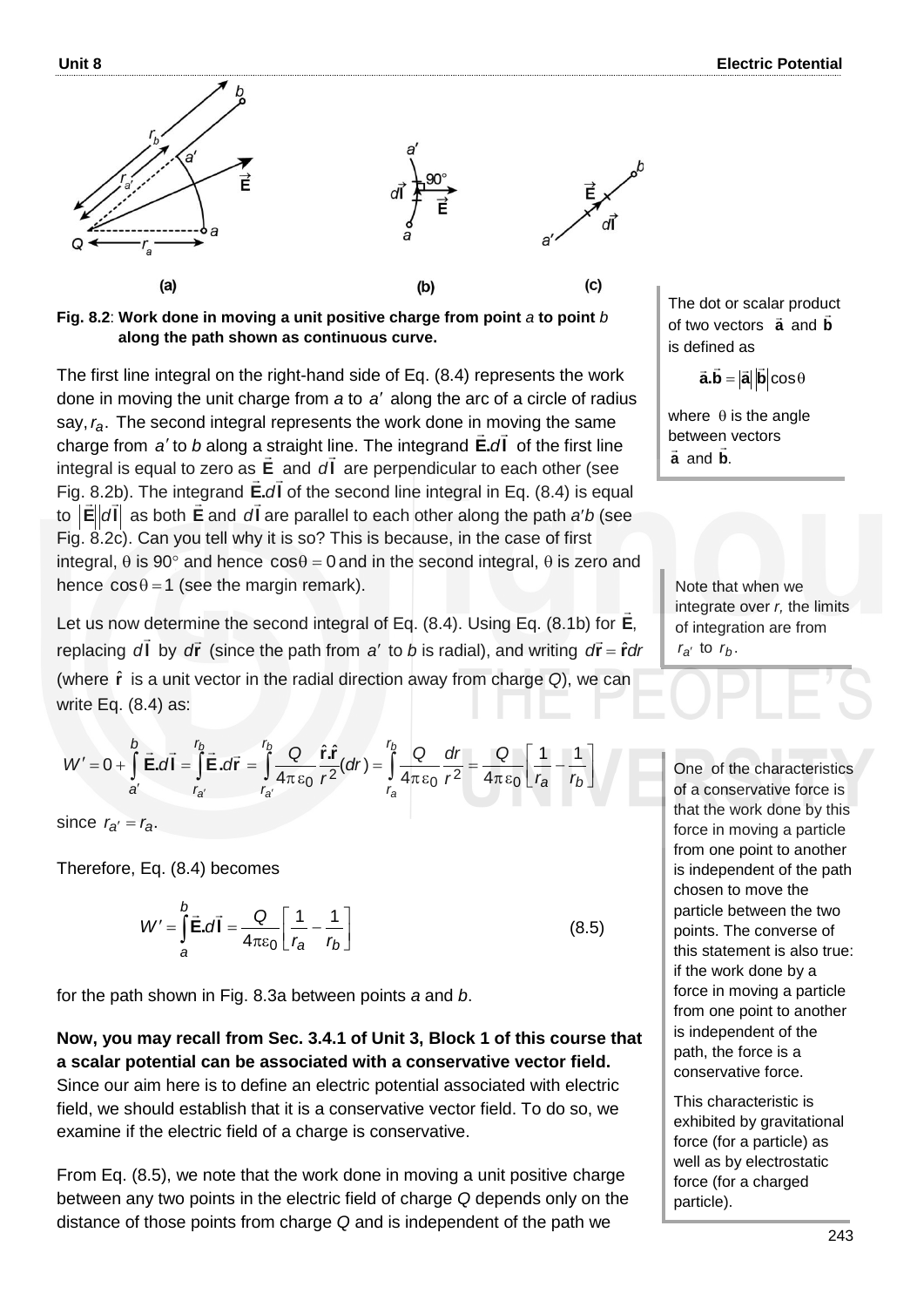Fig. 8.2: **Work done in moving a unit positive charge from point** *a* **to point** *b* **along the path shown as continuous curve.**

The first line integral on the right-hand side of Eq. (8.4) represents the work done in moving the unit charge from *a* to $a'$ along the arc of a circle of radius say, $r_a$. The second integral represents the work done in moving the same charge from $a'$ to *b* along a straight line. The integrand $\vec{\mathbf{E}}.d\vec{\mathbf{l}}$ of the first line integral is equal to zero as $\vec{\mathbf{E}}$ and $d\vec{\mathbf{l}}$ are perpendicular to each other (see Fig. 8.2b). The integrand $\vec{\mathbf{E}}.d\vec{\mathbf{l}}$ of the second line integral in Eq. (8.4) is equal to $|\vec{\mathbf{E}}||d\vec{\mathbf{l}}|$ as both $\vec{\mathbf{E}}$ and $d\vec{\mathbf{l}}$ are parallel to each other along the path *a′b* (see Fig. 8.2c). Can you tell why it is so? This is because, in the case of first integral, $\theta$ is 90° and hence $\cos\theta = 0$ and in the second integral, $\theta$ is zero and hence $\cos\theta = 1$ (see the margin remark).

> The dot or scalar product of two vectors $\vec{\mathbf{a}}$ and $\vec{\mathbf{b}}$ is defined as
>
> $$\vec{\mathbf{a}}.\vec{\mathbf{b}} = |\vec{\mathbf{a}}||\vec{\mathbf{b}}|\cos\theta$$
>
> where $\theta$ is the angle between vectors $\vec{\mathbf{a}}$ and $\vec{\mathbf{b}}$.

Let us now determine the second integral of Eq. (8.4). Using Eq. (8.1b) for $\vec{\mathbf{E}}$, replacing $d\vec{\mathbf{l}}$ by $d\vec{\mathbf{r}}$ (since the path from $a'$ to *b* is radial), and writing $d\vec{\mathbf{r}} = \hat{\mathbf{r}}dr$ (where $\hat{\mathbf{r}}$ is a unit vector in the radial direction away from charge *Q*), we can write Eq. (8.4) as:

> Note that when we integrate over *r,* the limits of integration are from $r_{a'}$ to $r_b$.

$$W' = 0 + \int_{a'}^{b} \vec{\mathbf{E}}.d\vec{\mathbf{l}} = \int_{r_{a'}}^{r_b} \vec{\mathbf{E}}.d\vec{\mathbf{r}} = \int_{r_{a'}}^{r_b} \frac{Q}{4\pi\varepsilon_0}\frac{\hat{\mathbf{r}}.\hat{\mathbf{r}}}{r^2}(dr) = \int_{r_a}^{r_b} \frac{Q}{4\pi\varepsilon_0}\frac{dr}{r^2} = \frac{Q}{4\pi\varepsilon_0}\left[\frac{1}{r_a} - \frac{1}{r_b}\right]$$

since $r_{a'} = r_a$.

Therefore, Eq. (8.4) becomes

$$W' = \int_{a}^{b} \vec{\mathbf{E}}.d\vec{\mathbf{l}} = \frac{Q}{4\pi\varepsilon_0}\left[\frac{1}{r_a} - \frac{1}{r_b}\right] \tag{8.5}$$

for the path shown in Fig. 8.3a between points *a* and *b*.

**Now, you may recall from Sec. 3.4.1 of Unit 3, Block 1 of this course that a scalar potential can be associated with a conservative vector field.** Since our aim here is to define an electric potential associated with electric field, we should establish that it is a conservative vector field. To do so, we examine if the electric field of a charge is conservative.

> One of the characteristics of a conservative force is that the work done by this force in moving a particle from one point to another is independent of the path chosen to move the particle between the two points. The converse of this statement is also true: if the work done by a force in moving a particle from one point to another is independent of the path, the force is a conservative force.
>
> This characteristic is exhibited by gravitational force (for a particle) as well as by electrostatic force (for a charged particle).

From Eq. (8.5), we note that the work done in moving a unit positive charge between any two points in the electric field of charge *Q* depends only on the distance of those points from charge *Q* and is independent of the path we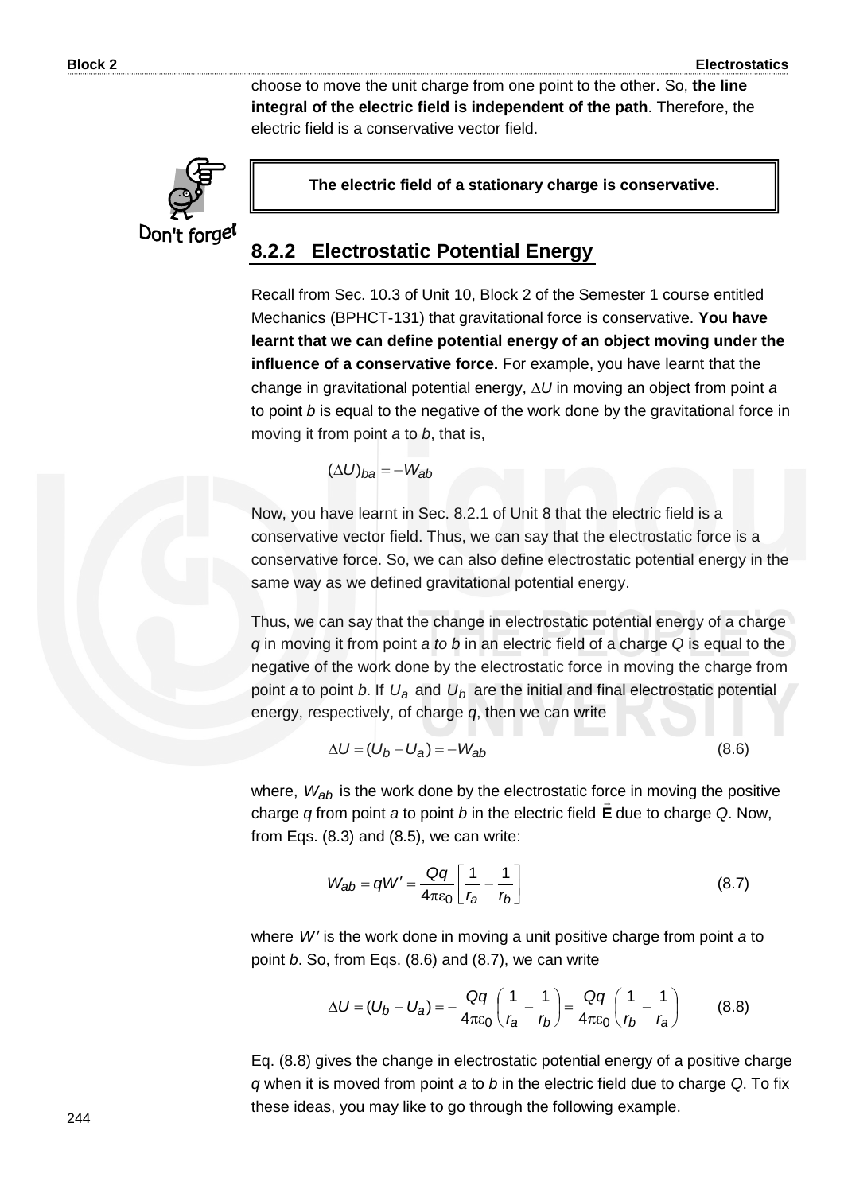choose to move the unit charge from one point to the other. So, **the line integral of the electric field is independent of the path**. Therefore, the electric field is a conservative vector field.

Don't forget

> **The electric field of a stationary charge is conservative.**

## 8.2.2 Electrostatic Potential Energy

Recall from Sec. 10.3 of Unit 10, Block 2 of the Semester 1 course entitled Mechanics (BPHCT-131) that gravitational force is conservative. **You have learnt that we can define potential energy of an object moving under the influence of a conservative force.** For example, you have learnt that the change in gravitational potential energy, $\Delta U$ in moving an object from point *a* to point *b* is equal to the negative of the work done by the gravitational force in moving it from point *a* to *b*, that is,

$$(\Delta U)_{ba} = -W_{ab}$$

Now, you have learnt in Sec. 8.2.1 of Unit 8 that the electric field is a conservative vector field. Thus, we can say that the electrostatic force is a conservative force. So, we can also define electrostatic potential energy in the same way as we defined gravitational potential energy.

Thus, we can say that the change in electrostatic potential energy of a charge *q* in moving it from point *a to b* in an electric field of a charge *Q* is equal to the negative of the work done by the electrostatic force in moving the charge from point *a* to point *b*. If $U_a$ and $U_b$ are the initial and final electrostatic potential energy, respectively, of charge *q*, then we can write

$$\Delta U = (U_b - U_a) = -W_{ab} \tag{8.6}$$

where, $W_{ab}$ is the work done by the electrostatic force in moving the positive charge *q* from point *a* to point *b* in the electric field $\vec{\mathbf{E}}$ due to charge *Q*. Now, from Eqs. (8.3) and (8.5), we can write:

$$W_{ab} = qW' = \frac{Qq}{4\pi\varepsilon_0}\left[\frac{1}{r_a} - \frac{1}{r_b}\right] \tag{8.7}$$

where $W'$ is the work done in moving a unit positive charge from point *a* to point *b*. So, from Eqs. (8.6) and (8.7), we can write

$$\Delta U = (U_b - U_a) = -\frac{Qq}{4\pi\varepsilon_0}\left(\frac{1}{r_a} - \frac{1}{r_b}\right) = \frac{Qq}{4\pi\varepsilon_0}\left(\frac{1}{r_b} - \frac{1}{r_a}\right) \tag{8.8}$$

Eq. (8.8) gives the change in electrostatic potential energy of a positive charge *q* when it is moved from point *a* to *b* in the electric field due to charge *Q*. To fix these ideas, you may like to go through the following example.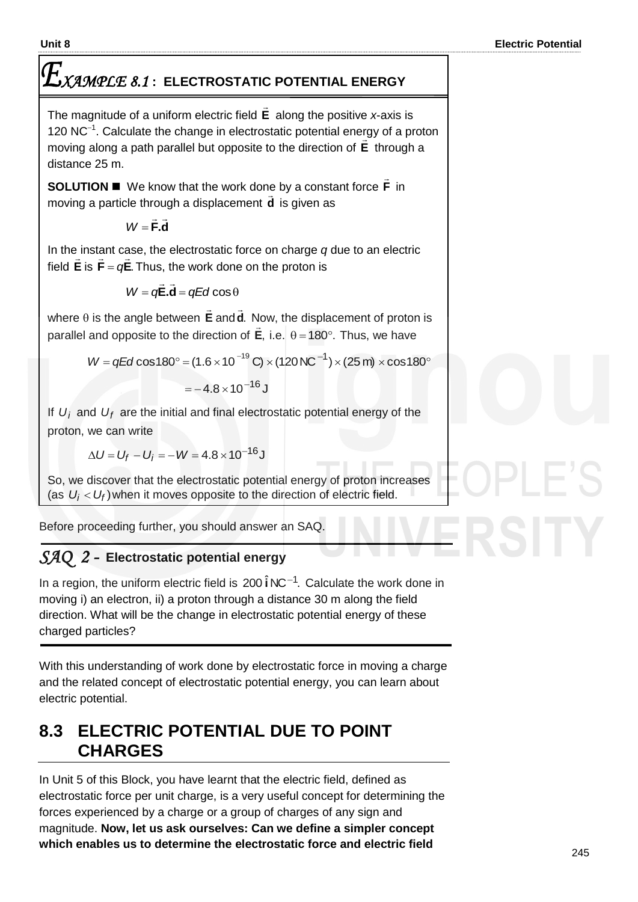## *EXAMPLE 8.1* : ELECTROSTATIC POTENTIAL ENERGY

The magnitude of a uniform electric field $\vec{\mathbf{E}}$ along the positive *x*-axis is 120 $NC^{-1}$. Calculate the change in electrostatic potential energy of a proton moving along a path parallel but opposite to the direction of $\vec{\mathbf{E}}$ through a distance 25 m.

**SOLUTION** ■ We know that the work done by a constant force $\vec{\mathbf{F}}$ in moving a particle through a displacement $\vec{\mathbf{d}}$ is given as

$$W = \vec{\mathbf{F}}.\vec{\mathbf{d}}$$

In the instant case, the electrostatic force on charge $q$ due to an electric field $\vec{\mathbf{E}}$ is $\vec{\mathbf{F}} = q\vec{\mathbf{E}}$. Thus, the work done on the proton is

$$W = q\vec{\mathbf{E}}.\vec{\mathbf{d}} = qEd\cos\theta$$

where $\theta$ is the angle between $\vec{\mathbf{E}}$ and $\vec{\mathbf{d}}$. Now, the displacement of proton is parallel and opposite to the direction of $\vec{\mathbf{E}}$, i.e. $\theta = 180°$. Thus, we have

$$W = qEd\cos 180° = (1.6\times 10^{-19}\,\text{C})\times(120\,\text{NC}^{-1})\times(25\,\text{m})\times\cos 180°$$

$$= -4.8\times 10^{-16}\,\text{J}$$

If $U_i$ and $U_f$ are the initial and final electrostatic potential energy of the proton, we can write

$$\Delta U = U_f - U_i = -W = 4.8\times 10^{-16}\,\text{J}$$

So, we discover that the electrostatic potential energy of proton increases (as $U_i < U_f$) when it moves opposite to the direction of electric field.

Before proceeding further, you should answer an SAQ.

### *SAQ 2* - Electrostatic potential energy

In a region, the uniform electric field is $200\,\hat{\mathbf{i}}\,\text{NC}^{-1}$. Calculate the work done in moving i) an electron, ii) a proton through a distance 30 m along the field direction. What will be the change in electrostatic potential energy of these charged particles?

With this understanding of work done by electrostatic force in moving a charge and the related concept of electrostatic potential energy, you can learn about electric potential.

## 8.3 ELECTRIC POTENTIAL DUE TO POINT CHARGES

In Unit 5 of this Block, you have learnt that the electric field, defined as electrostatic force per unit charge, is a very useful concept for determining the forces experienced by a charge or a group of charges of any sign and magnitude. **Now, let us ask ourselves: Can we define a simpler concept which enables us to determine the electrostatic force and electric field**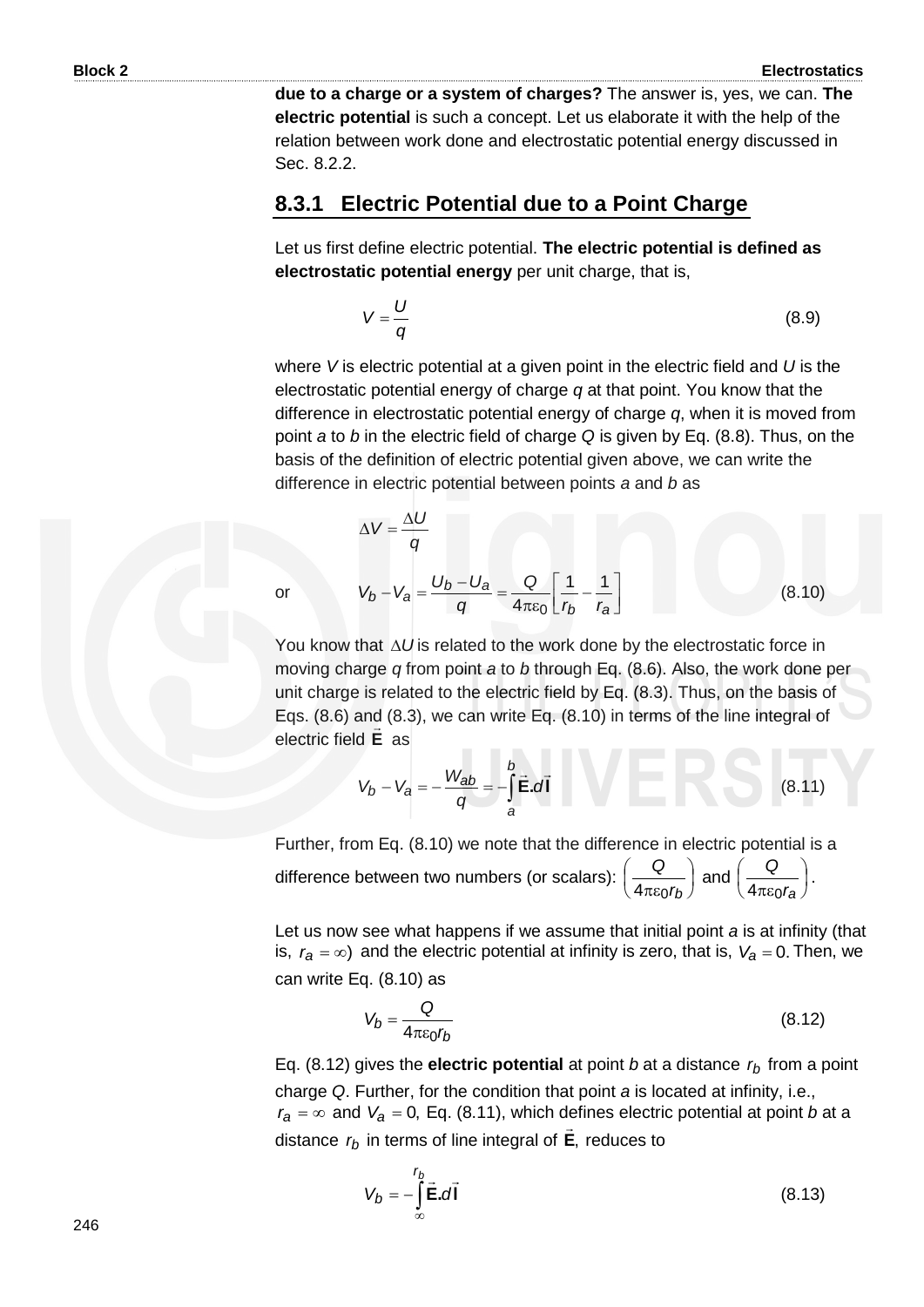**due to a charge or a system of charges?** The answer is, yes, we can. **The electric potential** is such a concept. Let us elaborate it with the help of the relation between work done and electrostatic potential energy discussed in Sec. 8.2.2.

## 8.3.1 Electric Potential due to a Point Charge

Let us first define electric potential. **The electric potential is defined as electrostatic potential energy** per unit charge, that is,

$$V = \frac{U}{q} \tag{8.9}$$

where $V$ is electric potential at a given point in the electric field and $U$ is the electrostatic potential energy of charge $q$ at that point. You know that the difference in electrostatic potential energy of charge $q$, when it is moved from point $a$ to $b$ in the electric field of charge $Q$ is given by Eq. (8.8). Thus, on the basis of the definition of electric potential given above, we can write the difference in electric potential between points $a$ and $b$ as

$$\Delta V = \frac{\Delta U}{q}$$

or

$$V_b - V_a = \frac{U_b - U_a}{q} = \frac{Q}{4\pi\varepsilon_0}\left[\frac{1}{r_b} - \frac{1}{r_a}\right] \tag{8.10}$$

You know that $\Delta U$ is related to the work done by the electrostatic force in moving charge $q$ from point $a$ to $b$ through Eq. (8.6). Also, the work done per unit charge is related to the electric field by Eq. (8.3). Thus, on the basis of Eqs. (8.6) and (8.3), we can write Eq. (8.10) in terms of the line integral of electric field $\vec{\mathbf{E}}$ as

$$V_b - V_a = -\frac{W_{ab}}{q} = -\int_a^b \vec{\mathbf{E}}.d\vec{\mathbf{l}} \tag{8.11}$$

Further, from Eq. (8.10) we note that the difference in electric potential is a difference between two numbers (or scalars): $\left(\frac{Q}{4\pi\varepsilon_0 r_b}\right)$ and $\left(\frac{Q}{4\pi\varepsilon_0 r_a}\right)$.

Let us now see what happens if we assume that initial point $a$ is at infinity (that is, $r_a = \infty$) and the electric potential at infinity is zero, that is, $V_a = 0$. Then, we can write Eq. (8.10) as

$$V_b = \frac{Q}{4\pi\varepsilon_0 r_b} \tag{8.12}$$

Eq. (8.12) gives the **electric potential** at point $b$ at a distance $r_b$ from a point charge $Q$. Further, for the condition that point $a$ is located at infinity, i.e., $r_a = \infty$ and $V_a = 0$, Eq. (8.11), which defines electric potential at point $b$ at a distance $r_b$ in terms of line integral of $\vec{\mathbf{E}}$, reduces to

$$V_b = -\int_\infty^{r_b} \vec{\mathbf{E}}.d\vec{\mathbf{l}} \tag{8.13}$$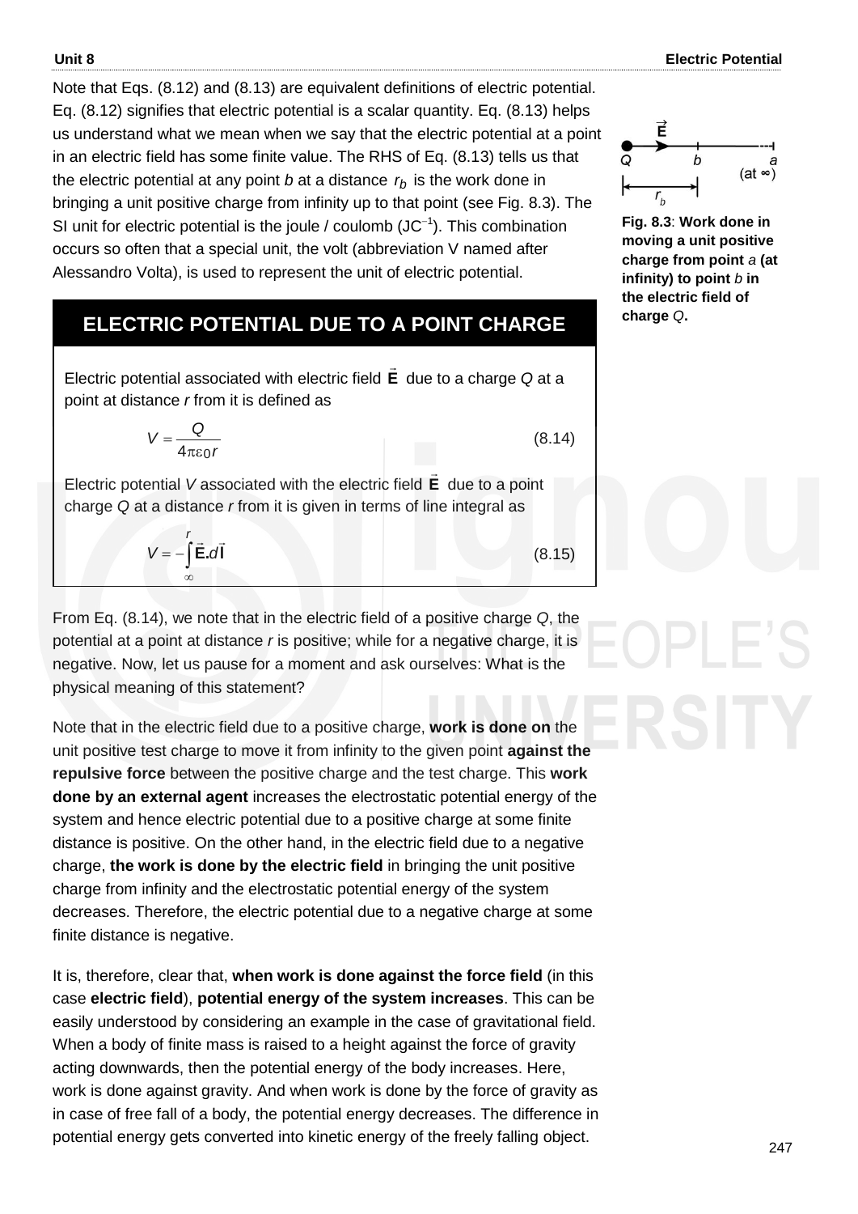Note that Eqs. (8.12) and (8.13) are equivalent definitions of electric potential. Eq. (8.12) signifies that electric potential is a scalar quantity. Eq. (8.13) helps us understand what we mean when we say that the electric potential at a point in an electric field has some finite value. The RHS of Eq. (8.13) tells us that the electric potential at any point *b* at a distance $r_b$ is the work done in bringing a unit positive charge from infinity up to that point (see Fig. 8.3). The SI unit for electric potential is the joule / coulomb ($JC^{-1}$). This combination occurs so often that a special unit, the volt (abbreviation V named after Alessandro Volta), is used to represent the unit of electric potential.

**Fig. 8.3**: **Work done in moving a unit positive charge from point *a* (at infinity) to point *b* in the electric field of charge *Q*.**

## ELECTRIC POTENTIAL DUE TO A POINT CHARGE

Electric potential associated with electric field $\vec{E}$ due to a charge *Q* at a point at distance *r* from it is defined as

$$V = \frac{Q}{4\pi\varepsilon_0 r} \tag{8.14}$$

Electric potential *V* associated with the electric field $\vec{E}$ due to a point charge *Q* at a distance *r* from it is given in terms of line integral as

$$V = -\int_{\infty}^{r} \vec{E}.d\vec{l} \tag{8.15}$$

From Eq. (8.14), we note that in the electric field of a positive charge *Q*, the potential at a point at distance *r* is positive; while for a negative charge, it is negative. Now, let us pause for a moment and ask ourselves: What is the physical meaning of this statement?

Note that in the electric field due to a positive charge, **work is done on** the unit positive test charge to move it from infinity to the given point **against the repulsive force** between the positive charge and the test charge. This **work done by an external agent** increases the electrostatic potential energy of the system and hence electric potential due to a positive charge at some finite distance is positive. On the other hand, in the electric field due to a negative charge, **the work is done by the electric field** in bringing the unit positive charge from infinity and the electrostatic potential energy of the system decreases. Therefore, the electric potential due to a negative charge at some finite distance is negative.

It is, therefore, clear that, **when work is done against the force field** (in this case **electric field**), **potential energy of the system increases**. This can be easily understood by considering an example in the case of gravitational field. When a body of finite mass is raised to a height against the force of gravity acting downwards, then the potential energy of the body increases. Here, work is done against gravity. And when work is done by the force of gravity as in case of free fall of a body, the potential energy decreases. The difference in potential energy gets converted into kinetic energy of the freely falling object.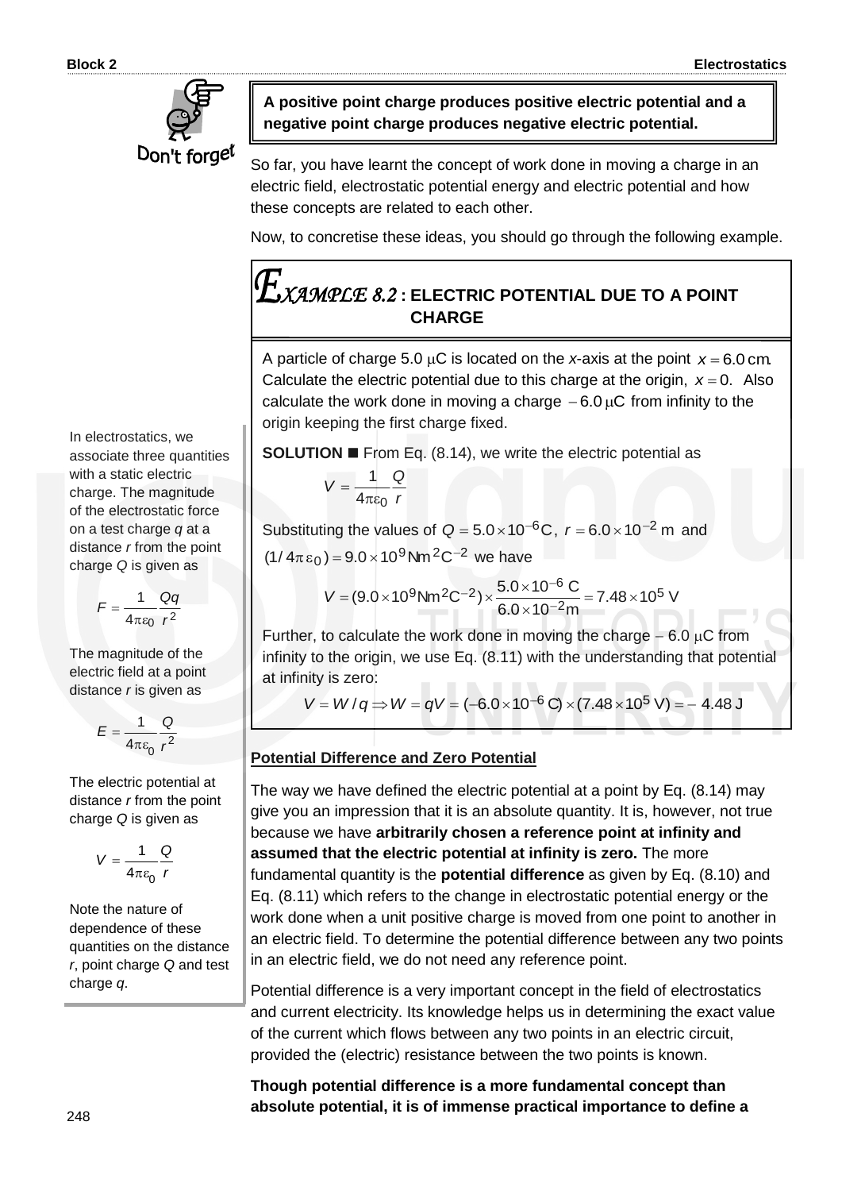**A positive point charge produces positive electric potential and a negative point charge produces negative electric potential.**

So far, you have learnt the concept of work done in moving a charge in an electric field, electrostatic potential energy and electric potential and how these concepts are related to each other.

Now, to concretise these ideas, you should go through the following example.

### *EXAMPLE 8.2* : ELECTRIC POTENTIAL DUE TO A POINT CHARGE

A particle of charge 5.0 $\mu$C is located on the *x*-axis at the point $x = 6.0\,\text{cm}$. Calculate the electric potential due to this charge at the origin, $x = 0$. Also calculate the work done in moving a charge $-6.0\,\mu\text{C}$ from infinity to the origin keeping the first charge fixed.

**SOLUTION** ■ From Eq. (8.14), we write the electric potential as

$$V = \frac{1}{4\pi\varepsilon_0}\frac{Q}{r}$$

Substituting the values of $Q = 5.0\times10^{-6}\text{C}$, $r = 6.0\times10^{-2}\text{ m}$ and $(1/4\pi\varepsilon_0) = 9.0\times10^{9}\text{Nm}^2\text{C}^{-2}$ we have

$$V = (9.0\times10^{9}\text{Nm}^2\text{C}^{-2})\times\frac{5.0\times10^{-6}\text{ C}}{6.0\times10^{-2}\text{m}} = 7.48\times10^{5}\text{ V}$$

Further, to calculate the work done in moving the charge $-6.0\,\mu$C from infinity to the origin, we use Eq. (8.11) with the understanding that potential at infinity is zero:

$$V = W/q \Rightarrow W = qV = (-6.0\times10^{-6}\text{ C})\times(7.48\times10^{5}\text{ V}) = -\,4.48\text{ J}$$

In electrostatics, we associate three quantities with a static electric charge. The magnitude of the electrostatic force on a test charge *q* at a distance *r* from the point charge *Q* is given as

$$F = \frac{1}{4\pi\varepsilon_0}\frac{Qq}{r^2}$$

The magnitude of the electric field at a point distance *r* is given as

$$E = \frac{1}{4\pi\varepsilon_0}\frac{Q}{r^2}$$

The electric potential at distance *r* from the point charge *Q* is given as

$$V = \frac{1}{4\pi\varepsilon_0}\frac{Q}{r}$$

Note the nature of dependence of these quantities on the distance *r*, point charge *Q* and test charge *q*.

**Potential Difference and Zero Potential**

The way we have defined the electric potential at a point by Eq. (8.14) may give you an impression that it is an absolute quantity. It is, however, not true because we have **arbitrarily chosen a reference point at infinity and assumed that the electric potential at infinity is zero.** The more fundamental quantity is the **potential difference** as given by Eq. (8.10) and Eq. (8.11) which refers to the change in electrostatic potential energy or the work done when a unit positive charge is moved from one point to another in an electric field. To determine the potential difference between any two points in an electric field, we do not need any reference point.

Potential difference is a very important concept in the field of electrostatics and current electricity. Its knowledge helps us in determining the exact value of the current which flows between any two points in an electric circuit, provided the (electric) resistance between the two points is known.

**Though potential difference is a more fundamental concept than absolute potential, it is of immense practical importance to define a**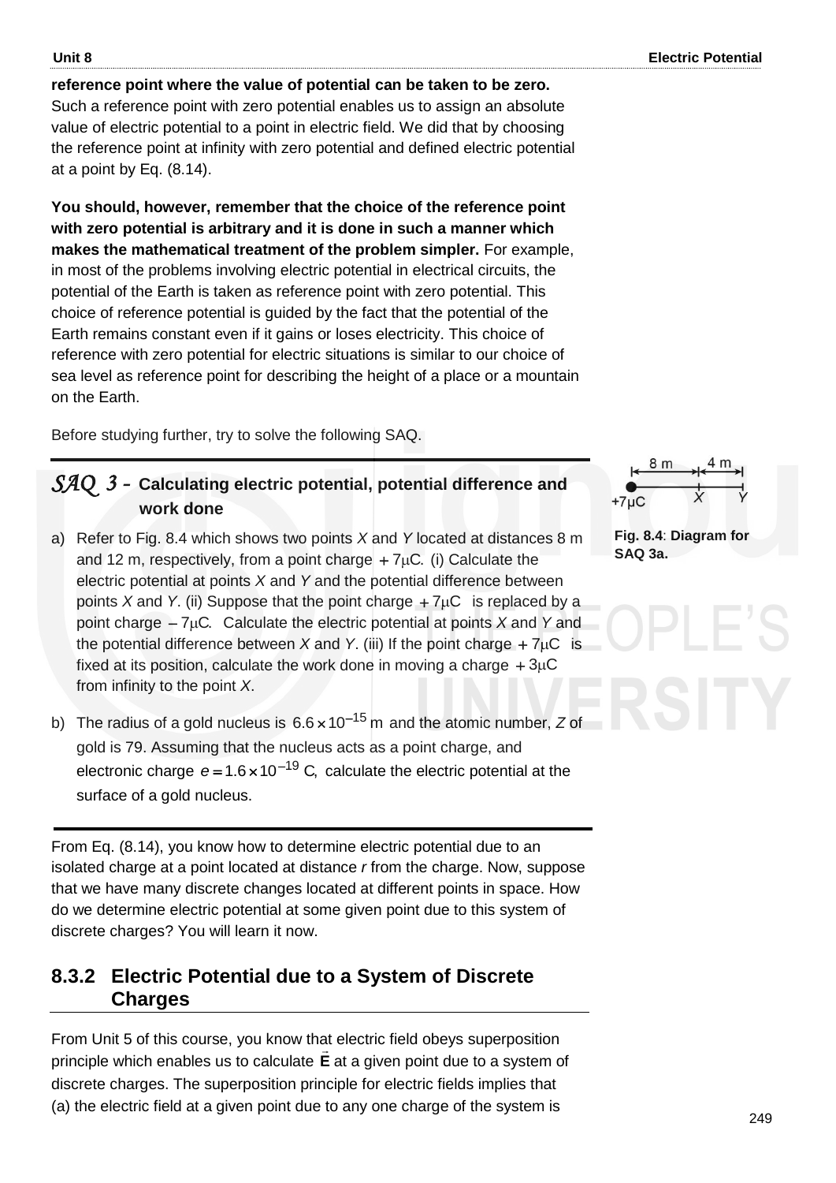**reference point where the value of potential can be taken to be zero.** Such a reference point with zero potential enables us to assign an absolute value of electric potential to a point in electric field. We did that by choosing the reference point at infinity with zero potential and defined electric potential at a point by Eq. (8.14).

**You should, however, remember that the choice of the reference point with zero potential is arbitrary and it is done in such a manner which makes the mathematical treatment of the problem simpler.** For example, in most of the problems involving electric potential in electrical circuits, the potential of the Earth is taken as reference point with zero potential. This choice of reference potential is guided by the fact that the potential of the Earth remains constant even if it gains or loses electricity. This choice of reference with zero potential for electric situations is similar to our choice of sea level as reference point for describing the height of a place or a mountain on the Earth.

Before studying further, try to solve the following SAQ.

## *SAQ 3* – Calculating electric potential, potential difference and work done

a) Refer to Fig. 8.4 which shows two points *X* and *Y* located at distances 8 m and 12 m, respectively, from a point charge $+7\mu C$. (i) Calculate the electric potential at points *X* and *Y* and the potential difference between points *X* and *Y*. (ii) Suppose that the point charge $+7\mu C$ is replaced by a point charge $-7\mu C$. Calculate the electric potential at points *X* and *Y* and the potential difference between *X* and *Y*. (iii) If the point charge $+7\mu C$ is fixed at its position, calculate the work done in moving a charge $+3\mu C$ from infinity to the point *X*.

b) The radius of a gold nucleus is $6.6\times10^{-15}$ m and the atomic number, *Z* of gold is 79. Assuming that the nucleus acts as a point charge, and electronic charge $e = 1.6\times10^{-19}$ C, calculate the electric potential at the surface of a gold nucleus.

**Fig. 8.4**: **Diagram for SAQ 3a.**

From Eq. (8.14), you know how to determine electric potential due to an isolated charge at a point located at distance *r* from the charge. Now, suppose that we have many discrete changes located at different points in space. How do we determine electric potential at some given point due to this system of discrete charges? You will learn it now.

## 8.3.2 Electric Potential due to a System of Discrete Charges

From Unit 5 of this course, you know that electric field obeys superposition principle which enables us to calculate $\vec{E}$ at a given point due to a system of discrete charges. The superposition principle for electric fields implies that (a) the electric field at a given point due to any one charge of the system is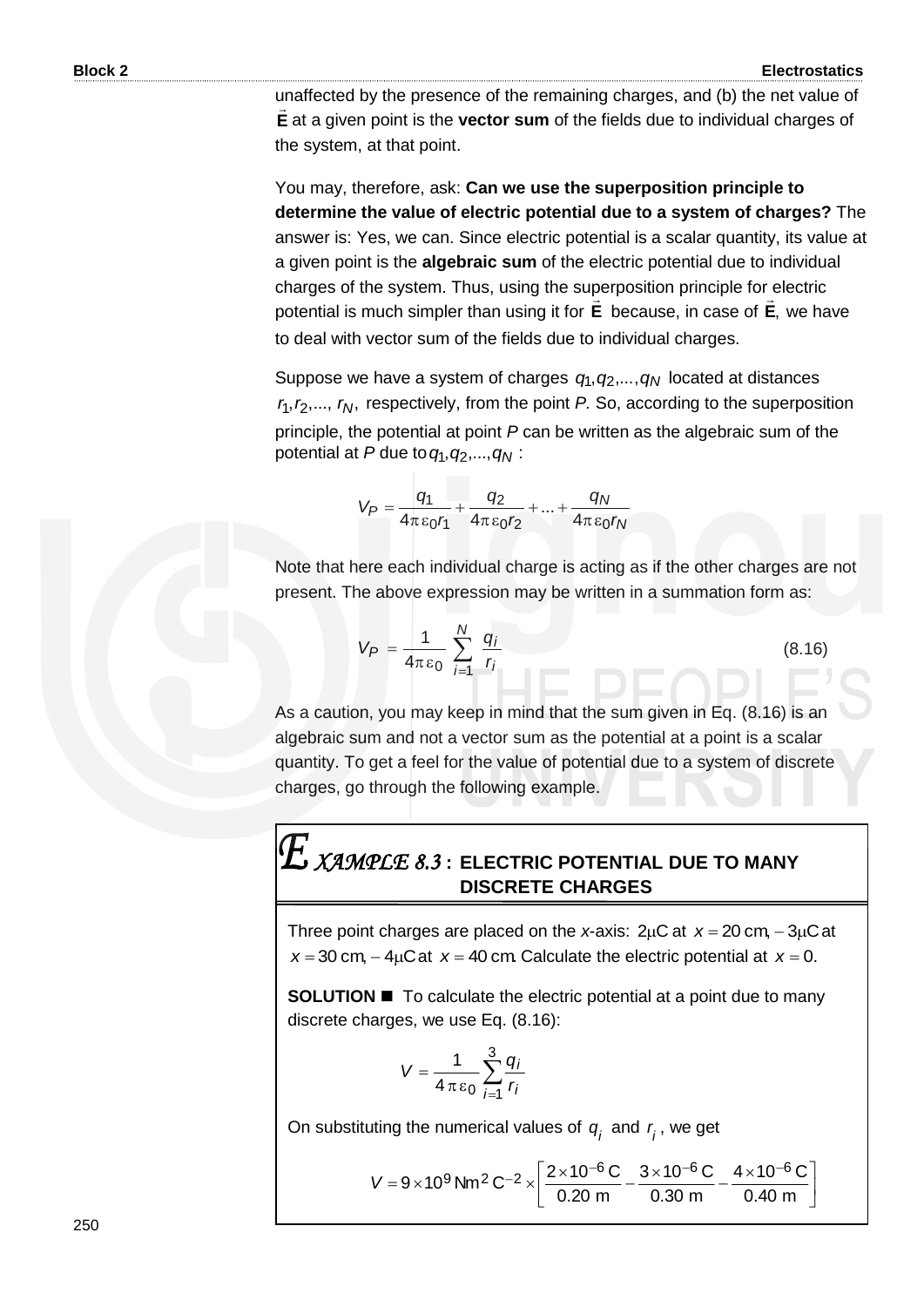unaffected by the presence of the remaining charges, and (b) the net value of $\vec{\mathbf{E}}$ at a given point is the **vector sum** of the fields due to individual charges of the system, at that point.

You may, therefore, ask: **Can we use the superposition principle to determine the value of electric potential due to a system of charges?** The answer is: Yes, we can. Since electric potential is a scalar quantity, its value at a given point is the **algebraic sum** of the electric potential due to individual charges of the system. Thus, using the superposition principle for electric potential is much simpler than using it for $\vec{\mathbf{E}}$ because, in case of $\vec{\mathbf{E}}$, we have to deal with vector sum of the fields due to individual charges.

Suppose we have a system of charges $q_1, q_2, ..., q_N$ located at distances $r_1, r_2, ..., r_N$, respectively, from the point *P*. So, according to the superposition principle, the potential at point *P* can be written as the algebraic sum of the potential at *P* due to $q_1, q_2, ..., q_N$ :

$$V_P = \frac{q_1}{4\pi\varepsilon_0 r_1} + \frac{q_2}{4\pi\varepsilon_0 r_2} + ... + \frac{q_N}{4\pi\varepsilon_0 r_N}$$

Note that here each individual charge is acting as if the other charges are not present. The above expression may be written in a summation form as:

$$V_P = \frac{1}{4\pi\varepsilon_0} \sum_{i=1}^{N} \frac{q_i}{r_i} \tag{8.16}$$

As a caution, you may keep in mind that the sum given in Eq. (8.16) is an algebraic sum and not a vector sum as the potential at a point is a scalar quantity. To get a feel for the value of potential due to a system of discrete charges, go through the following example.

## *EXAMPLE 8.3* : ELECTRIC POTENTIAL DUE TO MANY DISCRETE CHARGES

Three point charges are placed on the *x*-axis: $2\mu\text{C}$ at $x = 20$ cm, $-3\mu\text{C}$ at $x = 30$ cm, $-4\mu\text{C}$ at $x = 40$ cm. Calculate the electric potential at $x = 0$.

**SOLUTION** ■ To calculate the electric potential at a point due to many discrete charges, we use Eq. (8.16):

$$V = \frac{1}{4\pi\varepsilon_0} \sum_{i=1}^{3} \frac{q_i}{r_i}$$

On substituting the numerical values of $q_i$ and $r_i$, we get

$$V = 9 \times 10^9 \,\text{Nm}^2\,\text{C}^{-2} \times \left[\frac{2 \times 10^{-6}\,\text{C}}{0.20\text{ m}} - \frac{3 \times 10^{-6}\,\text{C}}{0.30\text{ m}} - \frac{4 \times 10^{-6}\,\text{C}}{0.40\text{ m}}\right]$$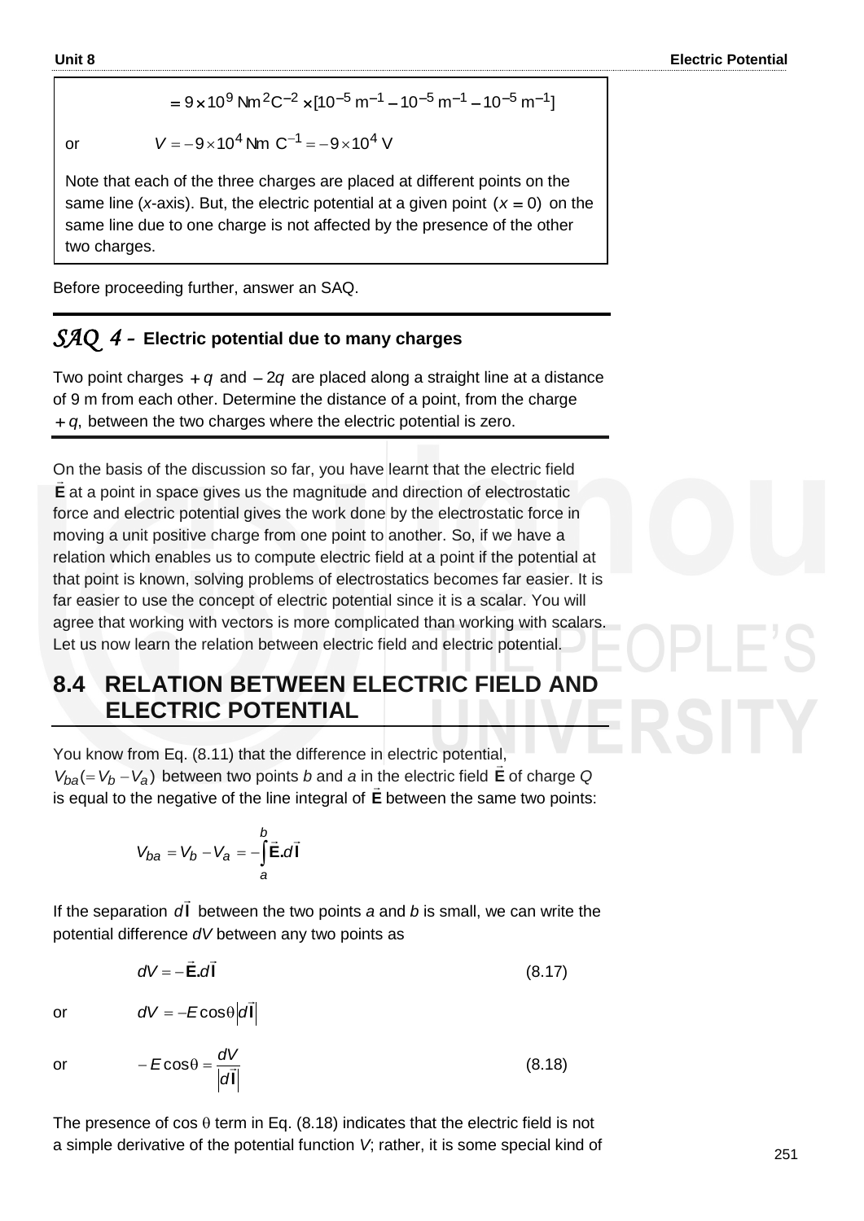$$= 9 \times 10^9 \text{ Nm}^2\text{C}^{-2} \times [10^{-5} \text{ m}^{-1} - 10^{-5} \text{ m}^{-1} - 10^{-5} \text{ m}^{-1}]$$

or $$V = -9 \times 10^4 \text{ Nm C}^{-1} = -9 \times 10^4 \text{ V}$$

Note that each of the three charges are placed at different points on the same line ($x$-axis). But, the electric potential at a given point $(x = 0)$ on the same line due to one charge is not affected by the presence of the other two charges.

Before proceeding further, answer an SAQ.

### *SAQ 4* – Electric potential due to many charges

Two point charges $+q$ and $-2q$ are placed along a straight line at a distance of 9 m from each other. Determine the distance of a point, from the charge $+q$, between the two charges where the electric potential is zero.

On the basis of the discussion so far, you have learnt that the electric field $\vec{\mathbf{E}}$ at a point in space gives us the magnitude and direction of electrostatic force and electric potential gives the work done by the electrostatic force in moving a unit positive charge from one point to another. So, if we have a relation which enables us to compute electric field at a point if the potential at that point is known, solving problems of electrostatics becomes far easier. It is far easier to use the concept of electric potential since it is a scalar. You will agree that working with vectors is more complicated than working with scalars. Let us now learn the relation between electric field and electric potential.

## 8.4 RELATION BETWEEN ELECTRIC FIELD AND ELECTRIC POTENTIAL

You know from Eq. (8.11) that the difference in electric potential, $V_{ba} (= V_b - V_a)$ between two points $b$ and $a$ in the electric field $\vec{\mathbf{E}}$ of charge $Q$ is equal to the negative of the line integral of $\vec{\mathbf{E}}$ between the same two points:

$$V_{ba} = V_b - V_a = -\int_a^b \vec{\mathbf{E}} . d\vec{\mathbf{l}}$$

If the separation $d\vec{\mathbf{l}}$ between the two points $a$ and $b$ is small, we can write the potential difference $dV$ between any two points as

$$dV = -\vec{\mathbf{E}} . d\vec{\mathbf{l}} \tag{8.17}$$

or $$dV = -E \cos\theta \left| d\vec{\mathbf{l}} \right|$$

or $$-E \cos\theta = \frac{dV}{\left| d\vec{\mathbf{l}} \right|} \tag{8.18}$$

The presence of $\cos\theta$ term in Eq. (8.18) indicates that the electric field is not a simple derivative of the potential function $V$; rather, it is some special kind of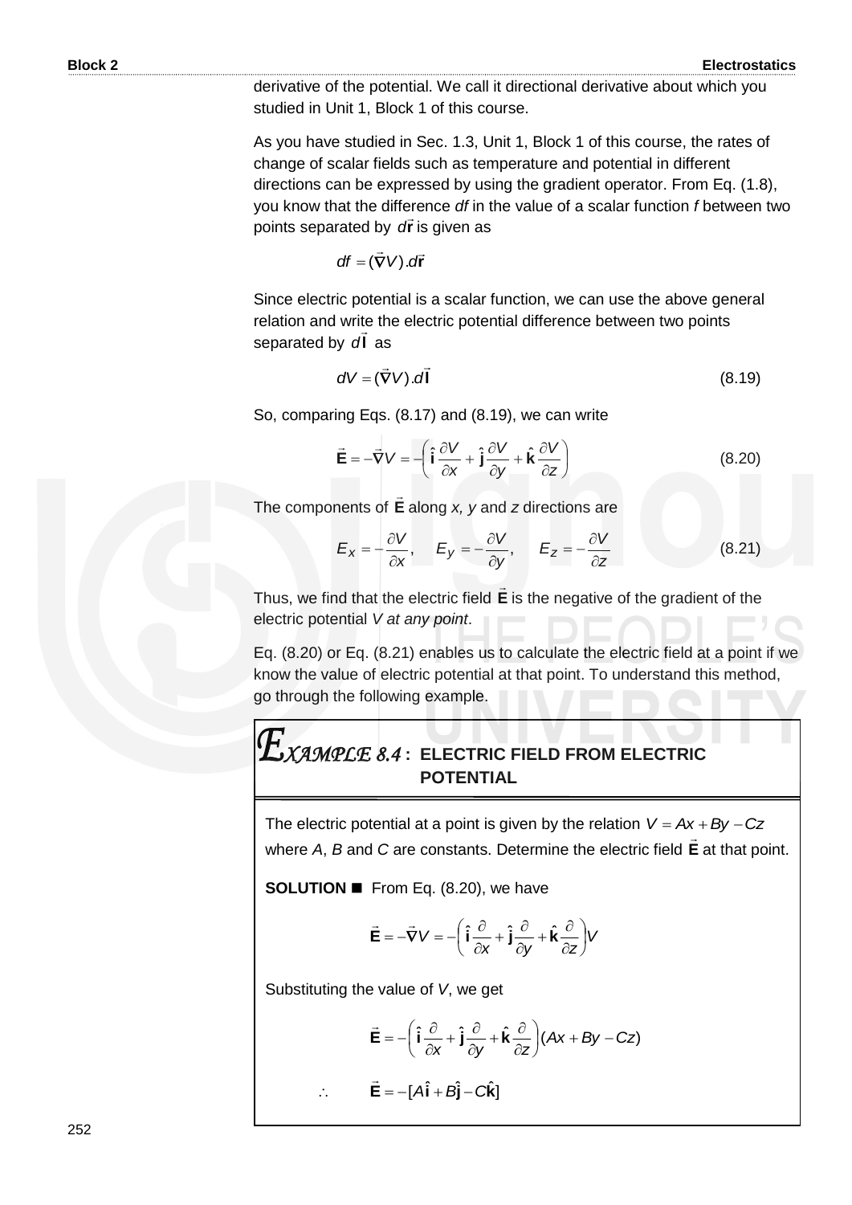derivative of the potential. We call it directional derivative about which you studied in Unit 1, Block 1 of this course.

As you have studied in Sec. 1.3, Unit 1, Block 1 of this course, the rates of change of scalar fields such as temperature and potential in different directions can be expressed by using the gradient operator. From Eq. (1.8), you know that the difference *df* in the value of a scalar function *f* between two points separated by $d\vec{\mathbf{r}}$ is given as

$$df = (\vec{\nabla}V).d\vec{\mathbf{r}}$$

Since electric potential is a scalar function, we can use the above general relation and write the electric potential difference between two points separated by $d\vec{\mathbf{l}}$ as

$$dV = (\vec{\nabla}V).d\vec{\mathbf{l}} \tag{8.19}$$

So, comparing Eqs. (8.17) and (8.19), we can write

$$\vec{\mathbf{E}} = -\vec{\nabla}V = -\left(\hat{\mathbf{i}}\frac{\partial V}{\partial x} + \hat{\mathbf{j}}\frac{\partial V}{\partial y} + \hat{\mathbf{k}}\frac{\partial V}{\partial z}\right) \tag{8.20}$$

The components of $\vec{\mathbf{E}}$ along *x, y* and *z* directions are

$$E_x = -\frac{\partial V}{\partial x}, \quad E_y = -\frac{\partial V}{\partial y}, \quad E_z = -\frac{\partial V}{\partial z} \tag{8.21}$$

Thus, we find that the electric field $\vec{\mathbf{E}}$ is the negative of the gradient of the electric potential *V at any point*.

Eq. (8.20) or Eq. (8.21) enables us to calculate the electric field at a point if we know the value of electric potential at that point. To understand this method, go through the following example.

### EXAMPLE 8.4 : ELECTRIC FIELD FROM ELECTRIC POTENTIAL

The electric potential at a point is given by the relation $V = Ax + By - Cz$ where *A*, *B* and *C* are constants. Determine the electric field $\vec{\mathbf{E}}$ at that point.

**SOLUTION** ■ From Eq. (8.20), we have

$$\vec{\mathbf{E}} = -\vec{\nabla}V = -\left(\hat{\mathbf{i}}\frac{\partial}{\partial x} + \hat{\mathbf{j}}\frac{\partial}{\partial y} + \hat{\mathbf{k}}\frac{\partial}{\partial z}\right)V$$

Substituting the value of *V*, we get

$$\vec{\mathbf{E}} = -\left(\hat{\mathbf{i}}\frac{\partial}{\partial x} + \hat{\mathbf{j}}\frac{\partial}{\partial y} + \hat{\mathbf{k}}\frac{\partial}{\partial z}\right)(Ax + By - Cz)$$

$$\therefore \quad \vec{\mathbf{E}} = -[A\hat{\mathbf{i}} + B\hat{\mathbf{j}} - C\hat{\mathbf{k}}]$$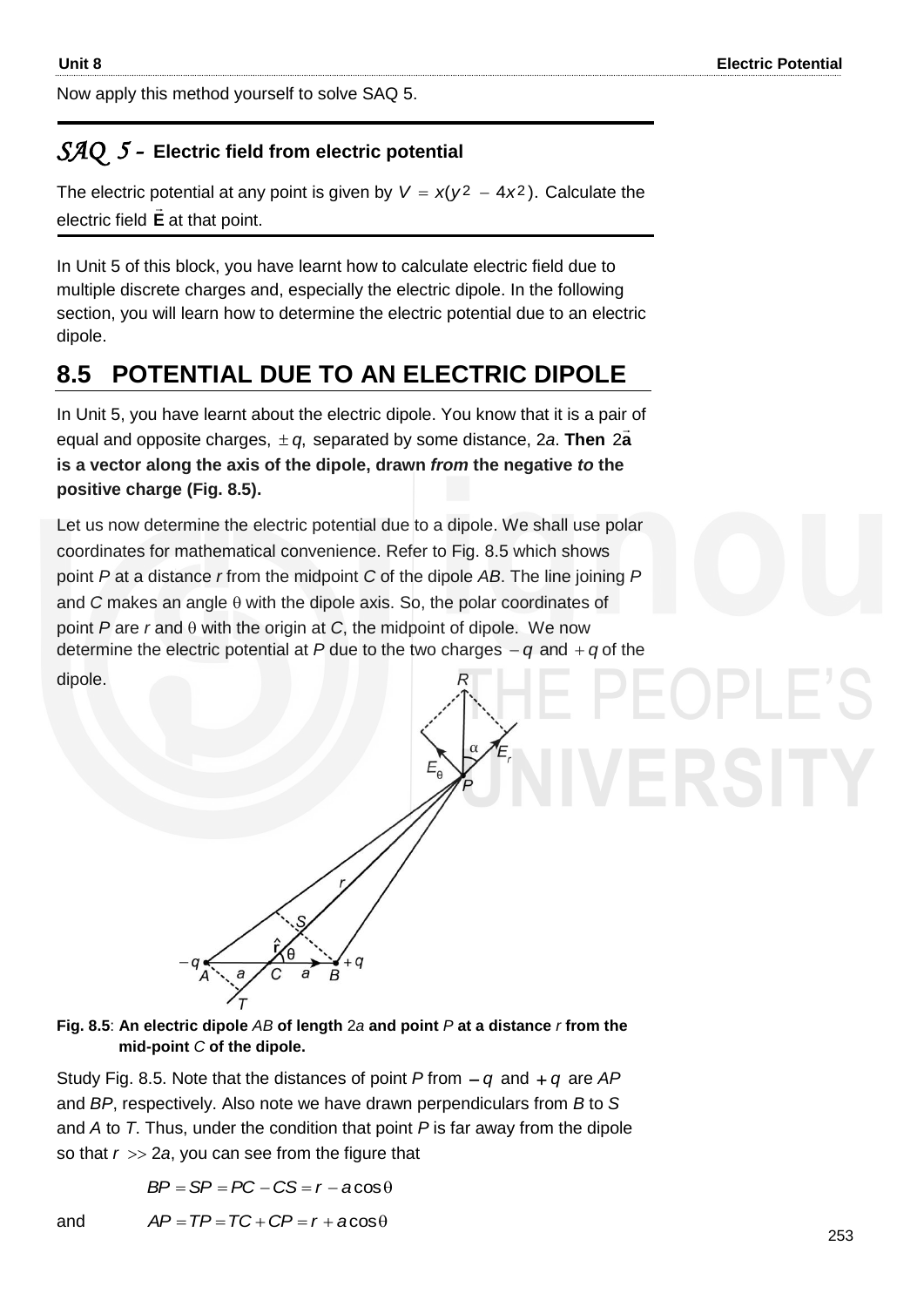Now apply this method yourself to solve SAQ 5.

---

### *SAQ 5* – Electric field from electric potential

The electric potential at any point is given by $V = x(y^2 - 4x^2)$. Calculate the electric field $\vec{\mathbf{E}}$ at that point.

---

In Unit 5 of this block, you have learnt how to calculate electric field due to multiple discrete charges and, especially the electric dipole. In the following section, you will learn how to determine the electric potential due to an electric dipole.

## 8.5 POTENTIAL DUE TO AN ELECTRIC DIPOLE

In Unit 5, you have learnt about the electric dipole. You know that it is a pair of equal and opposite charges, $\pm q$, separated by some distance, $2a$. **Then $2\vec{\mathbf{a}}$ is a vector along the axis of the dipole, drawn *from* the negative *to* the positive charge (Fig. 8.5).**

Let us now determine the electric potential due to a dipole. We shall use polar coordinates for mathematical convenience. Refer to Fig. 8.5 which shows point *P* at a distance *r* from the midpoint *C* of the dipole *AB*. The line joining *P* and *C* makes an angle $\theta$ with the dipole axis. So, the polar coordinates of point *P* are *r* and $\theta$ with the origin at *C*, the midpoint of dipole. We now determine the electric potential at *P* due to the two charges $-q$ and $+q$ of the dipole.

**Fig. 8.5**: **An electric dipole *AB* of length $2a$ and point *P* at a distance *r* from the mid-point *C* of the dipole.**

Study Fig. 8.5. Note that the distances of point *P* from $-q$ and $+q$ are *AP* and *BP*, respectively. Also note we have drawn perpendiculars from *B* to *S* and *A* to *T*. Thus, under the condition that point *P* is far away from the dipole so that $r >> 2a$, you can see from the figure that

$$BP = SP = PC - CS = r - a\cos\theta$$

and

$$AP = TP = TC + CP = r + a\cos\theta$$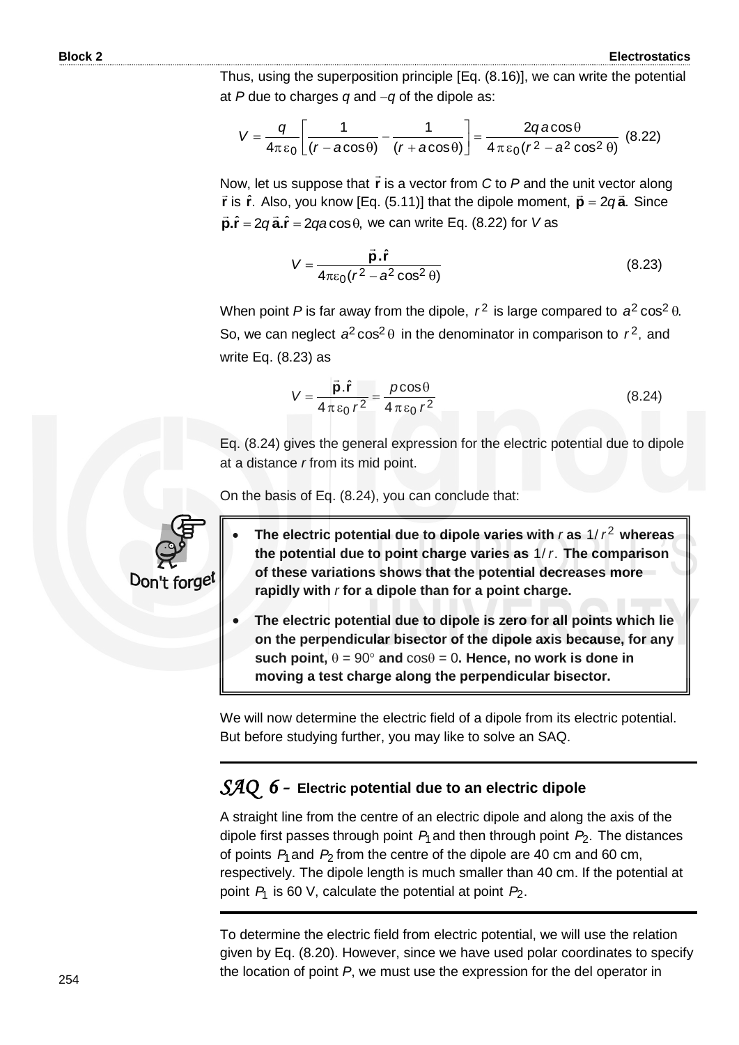Thus, using the superposition principle [Eq. (8.16)], we can write the potential at $P$ due to charges $q$ and $-q$ of the dipole as:

$$V = \frac{q}{4\pi\varepsilon_0}\left[\frac{1}{(r - a\cos\theta)} - \frac{1}{(r + a\cos\theta)}\right] = \frac{2q\,a\cos\theta}{4\pi\varepsilon_0(r^2 - a^2\cos^2\theta)} \quad (8.22)$$

Now, let us suppose that $\vec{\mathbf{r}}$ is a vector from $C$ to $P$ and the unit vector along $\vec{\mathbf{r}}$ is $\hat{\mathbf{r}}$. Also, you know [Eq. (5.11)] that the dipole moment, $\vec{\mathbf{p}} = 2q\,\vec{\mathbf{a}}$. Since $\vec{\mathbf{p}}.\hat{\mathbf{r}} = 2q\,\vec{\mathbf{a}}.\hat{\mathbf{r}} = 2qa\cos\theta$, we can write Eq. (8.22) for $V$ as

$$V = \frac{\vec{\mathbf{p}}.\hat{\mathbf{r}}}{4\pi\varepsilon_0(r^2 - a^2\cos^2\theta)} \quad (8.23)$$

When point $P$ is far away from the dipole, $r^2$ is large compared to $a^2\cos^2\theta$. So, we can neglect $a^2\cos^2\theta$ in the denominator in comparison to $r^2$, and write Eq. (8.23) as

$$V = \frac{\vec{\mathbf{p}}.\hat{\mathbf{r}}}{4\pi\varepsilon_0 r^2} = \frac{p\cos\theta}{4\pi\varepsilon_0 r^2} \quad (8.24)$$

Eq. (8.24) gives the general expression for the electric potential due to dipole at a distance $r$ from its mid point.

On the basis of Eq. (8.24), you can conclude that:

Don't forget

- **The electric potential due to dipole varies with $r$ as $1/r^2$ whereas the potential due to point charge varies as $1/r$. The comparison of these variations shows that the potential decreases more rapidly with $r$ for a dipole than for a point charge.**
- **The electric potential due to dipole is zero for all points which lie on the perpendicular bisector of the dipole axis because, for any such point, $\theta = 90°$ and $\cos\theta = 0$. Hence, no work is done in moving a test charge along the perpendicular bisector.**

We will now determine the electric field of a dipole from its electric potential. But before studying further, you may like to solve an SAQ.

### *SAQ 6* – Electric potential due to an electric dipole

A straight line from the centre of an electric dipole and along the axis of the dipole first passes through point $P_1$ and then through point $P_2$. The distances of points $P_1$ and $P_2$ from the centre of the dipole are 40 cm and 60 cm, respectively. The dipole length is much smaller than 40 cm. If the potential at point $P_1$ is 60 V, calculate the potential at point $P_2$.

To determine the electric field from electric potential, we will use the relation given by Eq. (8.20). However, since we have used polar coordinates to specify the location of point $P$, we must use the expression for the del operator in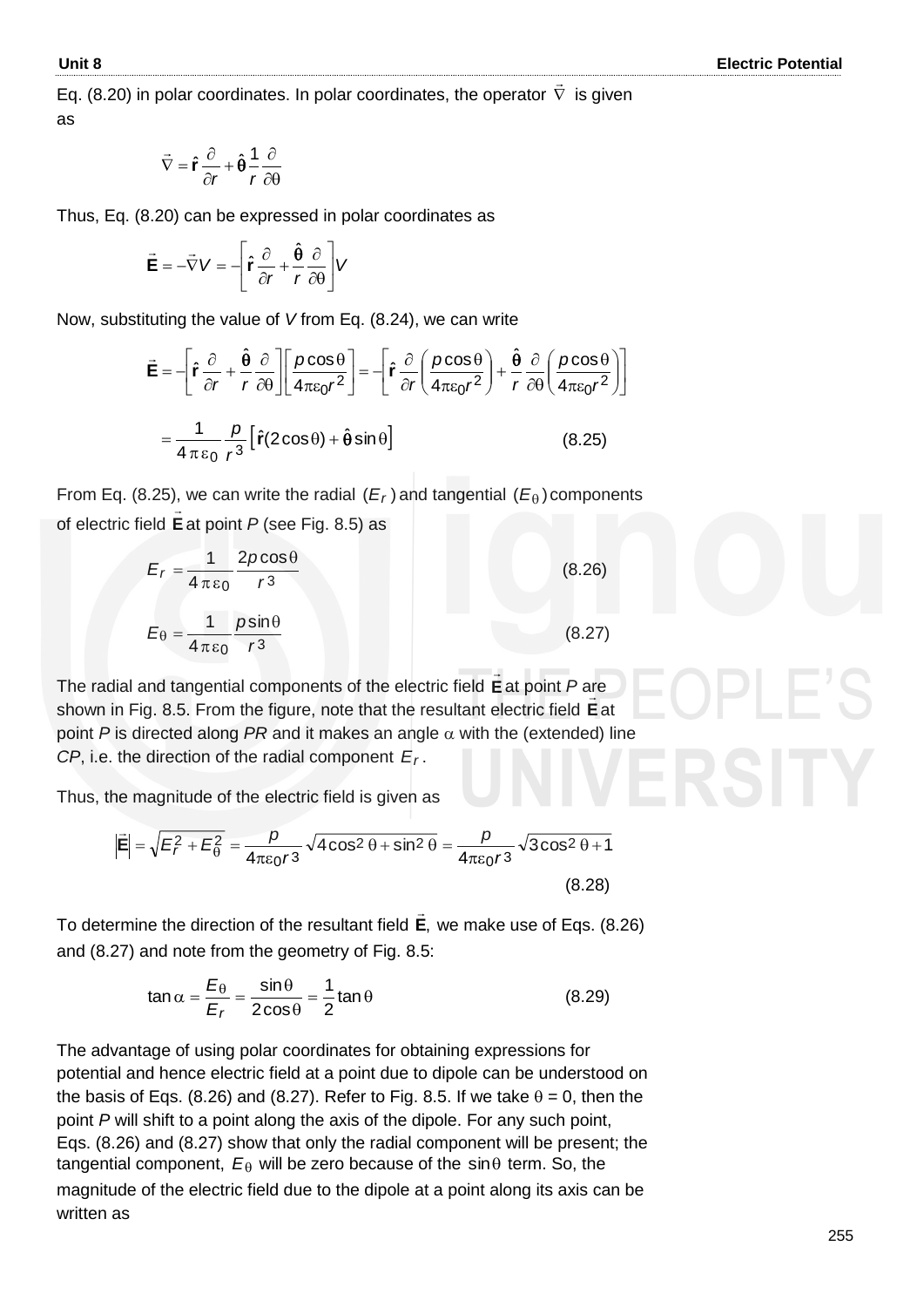Eq. (8.20) in polar coordinates. In polar coordinates, the operator $\vec{\nabla}$ is given as

$$\vec{\nabla} = \hat{\mathbf{r}}\frac{\partial}{\partial r} + \hat{\boldsymbol{\theta}}\frac{1}{r}\frac{\partial}{\partial \theta}$$

Thus, Eq. (8.20) can be expressed in polar coordinates as

$$\vec{\mathbf{E}} = -\vec{\nabla}V = -\left[\hat{\mathbf{r}}\frac{\partial}{\partial r} + \frac{\hat{\boldsymbol{\theta}}}{r}\frac{\partial}{\partial \theta}\right]V$$

Now, substituting the value of $V$ from Eq. (8.24), we can write

$$\vec{\mathbf{E}} = -\left[\hat{\mathbf{r}}\frac{\partial}{\partial r} + \frac{\hat{\boldsymbol{\theta}}}{r}\frac{\partial}{\partial \theta}\right]\left[\frac{p\cos\theta}{4\pi\varepsilon_0 r^2}\right] = -\left[\hat{\mathbf{r}}\frac{\partial}{\partial r}\left(\frac{p\cos\theta}{4\pi\varepsilon_0 r^2}\right) + \frac{\hat{\boldsymbol{\theta}}}{r}\frac{\partial}{\partial \theta}\left(\frac{p\cos\theta}{4\pi\varepsilon_0 r^2}\right)\right]$$

$$= \frac{1}{4\pi\varepsilon_0}\frac{p}{r^3}\left[\hat{\mathbf{r}}(2\cos\theta) + \hat{\boldsymbol{\theta}}\sin\theta\right] \qquad (8.25)$$

From Eq. (8.25), we can write the radial $(E_r)$ and tangential $(E_\theta)$ components of electric field $\vec{\mathbf{E}}$ at point $P$ (see Fig. 8.5) as

$$E_r = \frac{1}{4\pi\varepsilon_0}\frac{2p\cos\theta}{r^3} \qquad (8.26)$$

$$E_\theta = \frac{1}{4\pi\varepsilon_0}\frac{p\sin\theta}{r^3} \qquad (8.27)$$

The radial and tangential components of the electric field $\vec{\mathbf{E}}$ at point $P$ are shown in Fig. 8.5. From the figure, note that the resultant electric field $\vec{\mathbf{E}}$ at point $P$ is directed along $PR$ and it makes an angle $\alpha$ with the (extended) line $CP$, i.e. the direction of the radial component $E_r$.

Thus, the magnitude of the electric field is given as

$$\left|\vec{\mathbf{E}}\right| = \sqrt{E_r^2 + E_\theta^2} = \frac{p}{4\pi\varepsilon_0 r^3}\sqrt{4\cos^2\theta + \sin^2\theta} = \frac{p}{4\pi\varepsilon_0 r^3}\sqrt{3\cos^2\theta + 1} \qquad (8.28)$$

To determine the direction of the resultant field $\vec{\mathbf{E}}$, we make use of Eqs. (8.26) and (8.27) and note from the geometry of Fig. 8.5:

$$\tan\alpha = \frac{E_\theta}{E_r} = \frac{\sin\theta}{2\cos\theta} = \frac{1}{2}\tan\theta \qquad (8.29)$$

The advantage of using polar coordinates for obtaining expressions for potential and hence electric field at a point due to dipole can be understood on the basis of Eqs. (8.26) and (8.27). Refer to Fig. 8.5. If we take $\theta = 0$, then the point $P$ will shift to a point along the axis of the dipole. For any such point, Eqs. (8.26) and (8.27) show that only the radial component will be present; the tangential component, $E_\theta$ will be zero because of the $\sin\theta$ term. So, the magnitude of the electric field due to the dipole at a point along its axis can be written as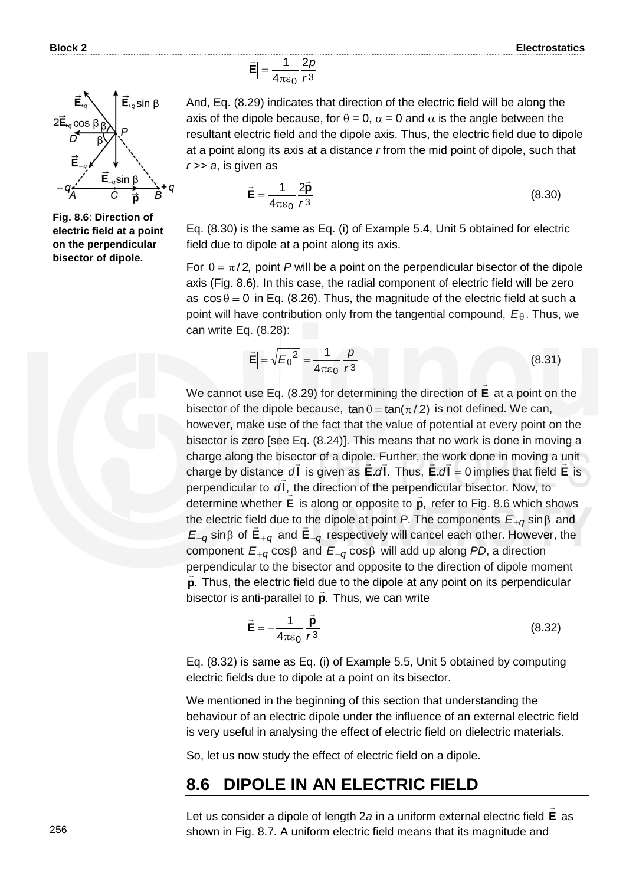$$\left|\vec{\mathbf{E}}\right| = \frac{1}{4\pi\varepsilon_0}\frac{2p}{r^3}$$

And, Eq. (8.29) indicates that direction of the electric field will be along the axis of the dipole because, for $\theta = 0$, $\alpha = 0$ and $\alpha$ is the angle between the resultant electric field and the dipole axis. Thus, the electric field due to dipole at a point along its axis at a distance $r$ from the mid point of dipole, such that $r >> a$, is given as

$$\vec{\mathbf{E}} = \frac{1}{4\pi\varepsilon_0}\frac{2\vec{\mathbf{p}}}{r^3} \tag{8.30}$$

Eq. (8.30) is the same as Eq. (i) of Example 5.4, Unit 5 obtained for electric field due to dipole at a point along its axis.

**Fig. 8.6**: **Direction of electric field at a point on the perpendicular bisector of dipole.**

For $\theta = \pi/2$, point $P$ will be a point on the perpendicular bisector of the dipole axis (Fig. 8.6). In this case, the radial component of electric field will be zero as $\cos\theta = 0$ in Eq. (8.26). Thus, the magnitude of the electric field at such a point will have contribution only from the tangential compound, $E_\theta$. Thus, we can write Eq. (8.28):

$$\left|\vec{\mathbf{E}}\right| = \sqrt{E_\theta{}^2} = \frac{1}{4\pi\varepsilon_0}\frac{p}{r^3} \tag{8.31}$$

We cannot use Eq. (8.29) for determining the direction of $\vec{\mathbf{E}}$ at a point on the bisector of the dipole because, $\tan\theta = \tan(\pi/2)$ is not defined. We can, however, make use of the fact that the value of potential at every point on the bisector is zero [see Eq. (8.24)]. This means that no work is done in moving a charge along the bisector of a dipole. Further, the work done in moving a unit charge by distance $d\vec{\mathbf{l}}$ is given as $\vec{\mathbf{E}}.d\vec{\mathbf{l}}$. Thus, $\vec{\mathbf{E}}.d\vec{\mathbf{l}} = 0$ implies that field $\vec{\mathbf{E}}$ is perpendicular to $d\vec{\mathbf{l}}$, the direction of the perpendicular bisector. Now, to determine whether $\vec{\mathbf{E}}$ is along or opposite to $\vec{\mathbf{p}}$, refer to Fig. 8.6 which shows the electric field due to the dipole at point $P$. The components $E_{+q}\sin\beta$ and $E_{-q}\sin\beta$ of $\vec{\mathbf{E}}_{+q}$ and $\vec{\mathbf{E}}_{-q}$ respectively will cancel each other. However, the component $E_{+q}\cos\beta$ and $E_{-q}\cos\beta$ will add up along $PD$, a direction perpendicular to the bisector and opposite to the direction of dipole moment $\vec{\mathbf{p}}$. Thus, the electric field due to the dipole at any point on its perpendicular bisector is anti-parallel to $\vec{\mathbf{p}}$. Thus, we can write

$$\vec{\mathbf{E}} = -\frac{1}{4\pi\varepsilon_0}\frac{\vec{\mathbf{p}}}{r^3} \tag{8.32}$$

Eq. (8.32) is same as Eq. (i) of Example 5.5, Unit 5 obtained by computing electric fields due to dipole at a point on its bisector.

We mentioned in the beginning of this section that understanding the behaviour of an electric dipole under the influence of an external electric field is very useful in analysing the effect of electric field on dielectric materials.

So, let us now study the effect of electric field on a dipole.

## 8.6 DIPOLE IN AN ELECTRIC FIELD

Let us consider a dipole of length $2a$ in a uniform external electric field $\vec{\mathbf{E}}$ as shown in Fig. 8.7. A uniform electric field means that its magnitude and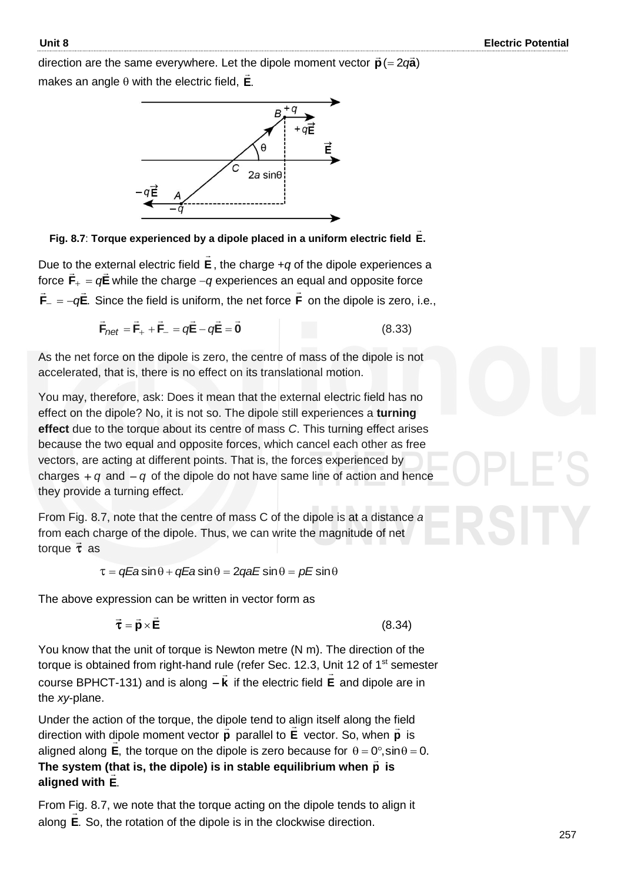direction are the same everywhere. Let the dipole moment vector $\vec{\mathbf{p}}\,(=2q\vec{\mathbf{a}})$ makes an angle $\theta$ with the electric field, $\vec{\mathbf{E}}$.

**Fig. 8.7**: **Torque experienced by a dipole placed in a uniform electric field $\vec{\mathbf{E}}$.**

Due to the external electric field $\vec{\mathbf{E}}$, the charge $+q$ of the dipole experiences a force $\vec{\mathbf{F}}_+ = q\vec{\mathbf{E}}$ while the charge $-q$ experiences an equal and opposite force $\vec{\mathbf{F}}_- = -q\vec{\mathbf{E}}$. Since the field is uniform, the net force $\vec{\mathbf{F}}$ on the dipole is zero, i.e.,

$$\vec{\mathbf{F}}_{net} = \vec{\mathbf{F}}_+ + \vec{\mathbf{F}}_- = q\vec{\mathbf{E}} - q\vec{\mathbf{E}} = \vec{\mathbf{0}} \tag{8.33}$$

As the net force on the dipole is zero, the centre of mass of the dipole is not accelerated, that is, there is no effect on its translational motion.

You may, therefore, ask: Does it mean that the external electric field has no effect on the dipole? No, it is not so. The dipole still experiences a **turning effect** due to the torque about its centre of mass $C$. This turning effect arises because the two equal and opposite forces, which cancel each other as free vectors, are acting at different points. That is, the forces experienced by charges $+q$ and $-q$ of the dipole do not have same line of action and hence they provide a turning effect.

From Fig. 8.7, note that the centre of mass C of the dipole is at a distance $a$ from each charge of the dipole. Thus, we can write the magnitude of net torque $\vec{\boldsymbol{\tau}}$ as

$$\tau = qEa\sin\theta + qEa\sin\theta = 2qaE\sin\theta = pE\sin\theta$$

The above expression can be written in vector form as

$$\vec{\boldsymbol{\tau}} = \vec{\mathbf{p}} \times \vec{\mathbf{E}} \tag{8.34}$$

You know that the unit of torque is Newton metre (N m). The direction of the torque is obtained from right-hand rule (refer Sec. 12.3, Unit 12 of 1st semester course BPHCT-131) and is along $-\hat{\mathbf{k}}$ if the electric field $\vec{\mathbf{E}}$ and dipole are in the *xy*-plane.

Under the action of the torque, the dipole tend to align itself along the field direction with dipole moment vector $\vec{\mathbf{p}}$ parallel to $\vec{\mathbf{E}}$ vector. So, when $\vec{\mathbf{p}}$ is aligned along $\vec{\mathbf{E}}$, the torque on the dipole is zero because for $\theta = 0°, \sin\theta = 0$. **The system (that is, the dipole) is in stable equilibrium when $\vec{\mathbf{p}}$ is aligned with $\vec{\mathbf{E}}$.**

From Fig. 8.7, we note that the torque acting on the dipole tends to align it along $\vec{\mathbf{E}}$. So, the rotation of the dipole is in the clockwise direction.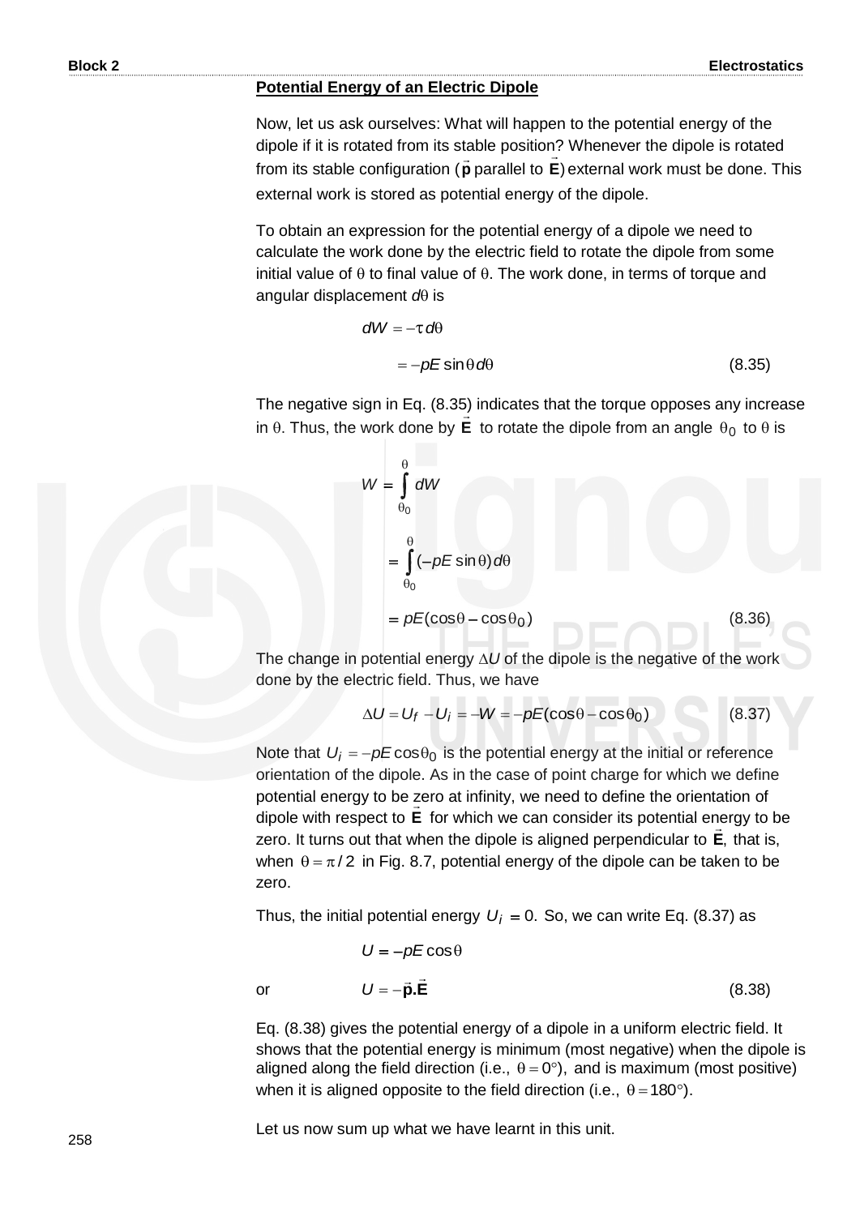**Potential Energy of an Electric Dipole**

Now, let us ask ourselves: What will happen to the potential energy of the dipole if it is rotated from its stable position? Whenever the dipole is rotated from its stable configuration ($\vec{\mathbf{p}}$ parallel to $\vec{\mathbf{E}}$) external work must be done. This external work is stored as potential energy of the dipole.

To obtain an expression for the potential energy of a dipole we need to calculate the work done by the electric field to rotate the dipole from some initial value of $\theta$ to final value of $\theta$. The work done, in terms of torque and angular displacement $d\theta$ is

$$dW = -\tau\, d\theta$$

$$= -pE \sin\theta\, d\theta \qquad (8.35)$$

The negative sign in Eq. (8.35) indicates that the torque opposes any increase in $\theta$. Thus, the work done by $\vec{\mathbf{E}}$ to rotate the dipole from an angle $\theta_0$ to $\theta$ is

$$W = \int_{\theta_0}^{\theta} dW$$

$$= \int_{\theta_0}^{\theta} (-pE \sin\theta)\, d\theta$$

$$= pE(\cos\theta - \cos\theta_0) \qquad (8.36)$$

The change in potential energy $\Delta U$ of the dipole is the negative of the work done by the electric field. Thus, we have

$$\Delta U = U_f - U_i = -W = -pE(\cos\theta - \cos\theta_0) \qquad (8.37)$$

Note that $U_i = -pE\cos\theta_0$ is the potential energy at the initial or reference orientation of the dipole. As in the case of point charge for which we define potential energy to be zero at infinity, we need to define the orientation of dipole with respect to $\vec{\mathbf{E}}$ for which we can consider its potential energy to be zero. It turns out that when the dipole is aligned perpendicular to $\vec{\mathbf{E}}$, that is, when $\theta = \pi/2$ in Fig. 8.7, potential energy of the dipole can be taken to be zero.

Thus, the initial potential energy $U_i = 0$. So, we can write Eq. (8.37) as

$$U = -pE\cos\theta$$

or

$$U = -\vec{\mathbf{p}}.\vec{\mathbf{E}} \qquad (8.38)$$

Eq. (8.38) gives the potential energy of a dipole in a uniform electric field. It shows that the potential energy is minimum (most negative) when the dipole is aligned along the field direction (i.e., $\theta = 0°$), and is maximum (most positive) when it is aligned opposite to the field direction (i.e., $\theta = 180°$).

Let us now sum up what we have learnt in this unit.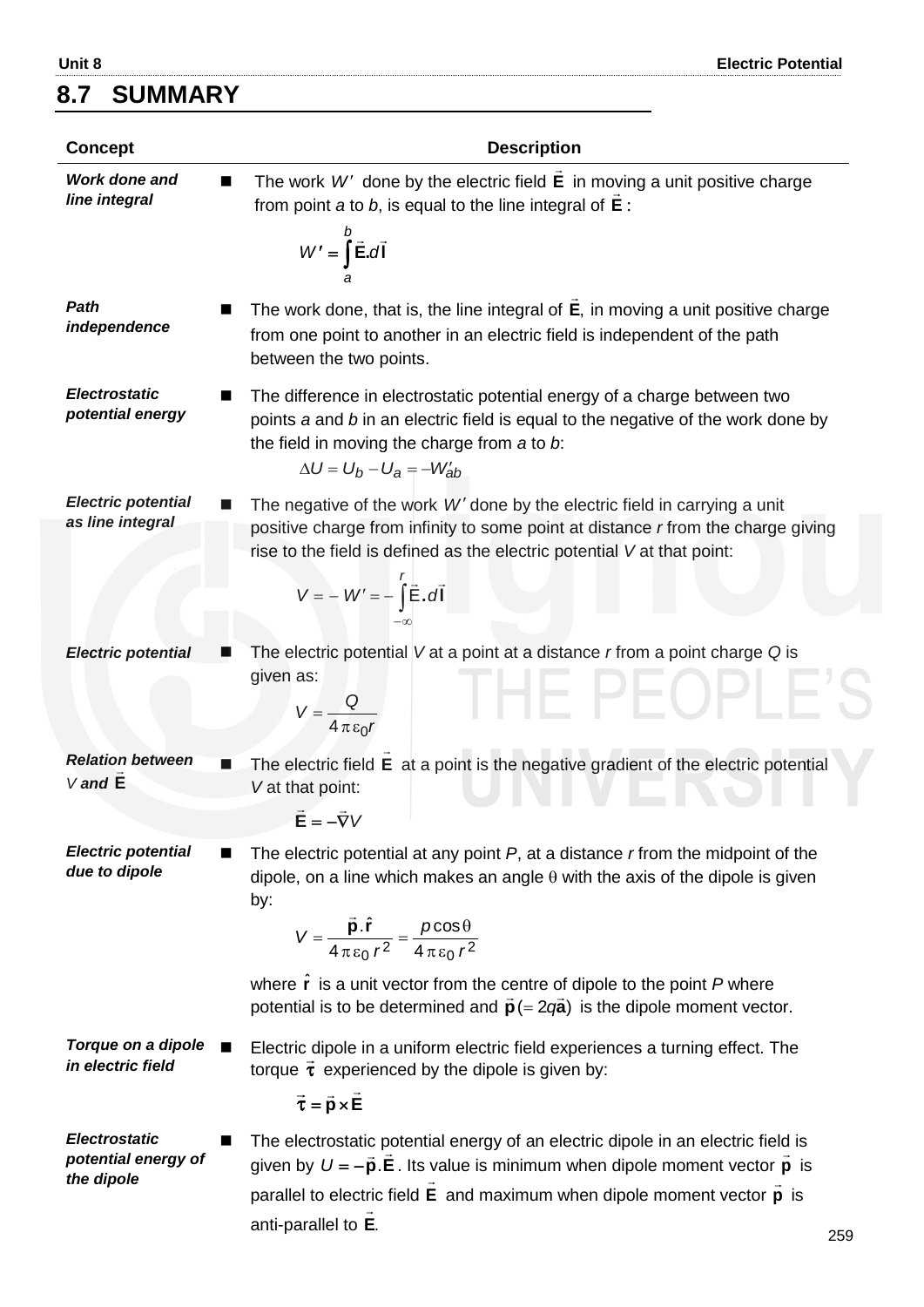## 8.7 SUMMARY

| Concept | Description |
|---|---|
| ***Work done and line integral*** | The work $W'$ done by the electric field $\vec{\mathbf{E}}$ in moving a unit positive charge from point *a* to *b*, is equal to the line integral of $\vec{\mathbf{E}}$: $$W' = \int_a^b \vec{\mathbf{E}}.d\vec{\mathbf{l}}$$ |
| ***Path independence*** | The work done, that is, the line integral of $\vec{\mathbf{E}}$, in moving a unit positive charge from one point to another in an electric field is independent of the path between the two points. |
| ***Electrostatic potential energy*** | The difference in electrostatic potential energy of a charge between two points *a* and *b* in an electric field is equal to the negative of the work done by the field in moving the charge from *a* to *b*: $$\Delta U = U_b - U_a = -W'_{ab}$$ |
| ***Electric potential as line integral*** | The negative of the work $W'$ done by the electric field in carrying a unit positive charge from infinity to some point at distance *r* from the charge giving rise to the field is defined as the electric potential *V* at that point: $$V = -W' = -\int_{-\infty}^{r} \vec{\mathbf{E}}.d\vec{\mathbf{l}}$$ |
| ***Electric potential*** | The electric potential *V* at a point at a distance *r* from a point charge *Q* is given as: $$V = \frac{Q}{4\pi\varepsilon_0 r}$$ |
| ***Relation between V and $\vec{\mathbf{E}}$*** | The electric field $\vec{\mathbf{E}}$ at a point is the negative gradient of the electric potential *V* at that point: $$\vec{\mathbf{E}} = -\vec{\nabla}V$$ |
| ***Electric potential due to dipole*** | The electric potential at any point *P*, at a distance *r* from the midpoint of the dipole, on a line which makes an angle $\theta$ with the axis of the dipole is given by: $$V = \frac{\vec{\mathbf{p}}.\hat{\mathbf{r}}}{4\pi\varepsilon_0 r^2} = \frac{p\cos\theta}{4\pi\varepsilon_0 r^2}$$ where $\hat{\mathbf{r}}$ is a unit vector from the centre of dipole to the point *P* where potential is to be determined and $\vec{\mathbf{p}}\,(= 2q\vec{\mathbf{a}})$ is the dipole moment vector. |
| ***Torque on a dipole in electric field*** | Electric dipole in a uniform electric field experiences a turning effect. The torque $\vec{\boldsymbol{\tau}}$ experienced by the dipole is given by: $$\vec{\boldsymbol{\tau}} = \vec{\mathbf{p}} \times \vec{\mathbf{E}}$$ |
| ***Electrostatic potential energy of the dipole*** | The electrostatic potential energy of an electric dipole in an electric field is given by $U = -\vec{\mathbf{p}}.\vec{\mathbf{E}}$. Its value is minimum when dipole moment vector $\vec{\mathbf{p}}$ is parallel to electric field $\vec{\mathbf{E}}$ and maximum when dipole moment vector $\vec{\mathbf{p}}$ is anti-parallel to $\vec{\mathbf{E}}$. |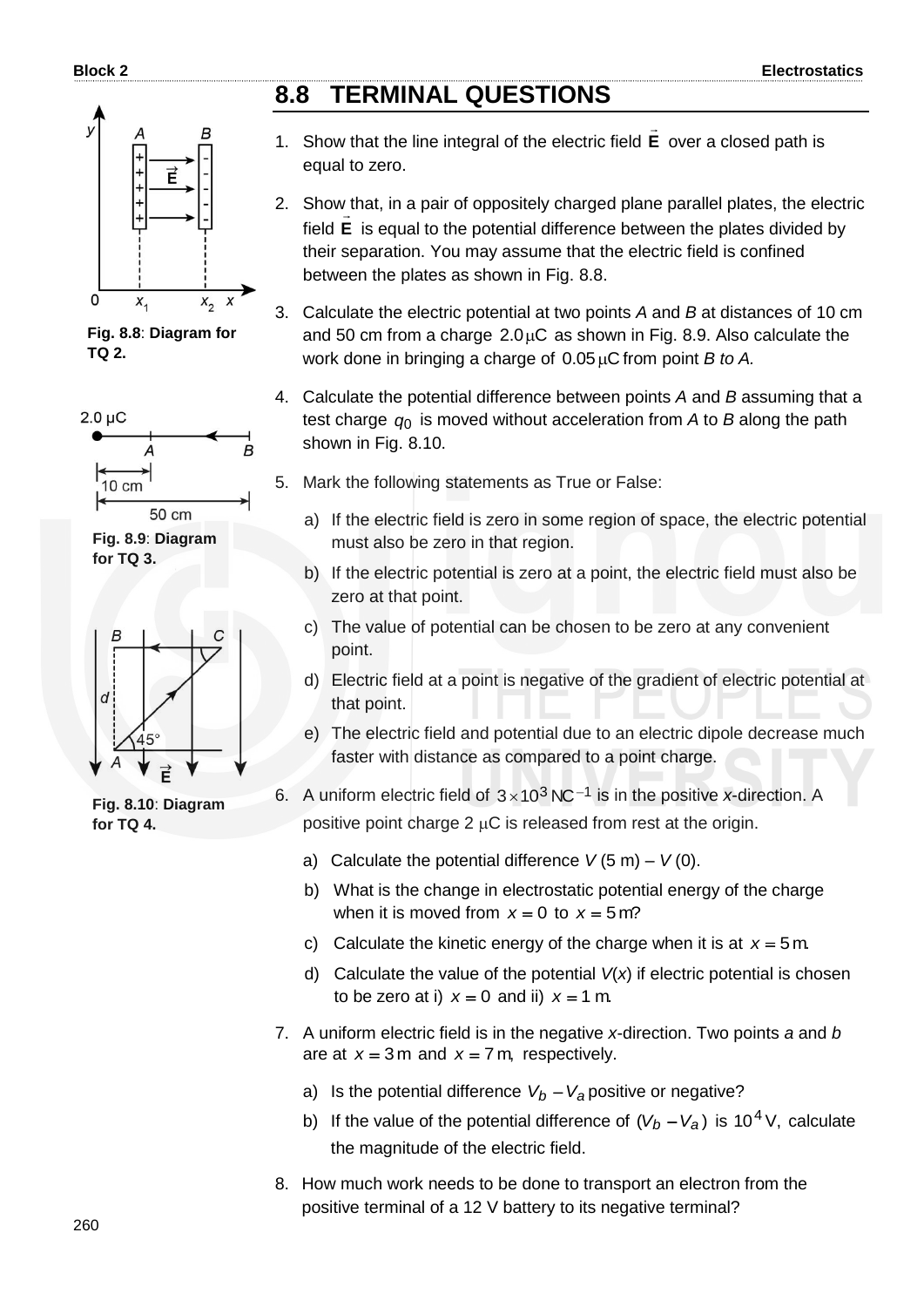## 8.8 TERMINAL QUESTIONS

Fig. 8.8: Diagram for TQ 2.

Fig. 8.9: Diagram for TQ 3.

Fig. 8.10: Diagram for TQ 4.

1. Show that the line integral of the electric field $\vec{\mathbf{E}}$ over a closed path is equal to zero.

2. Show that, in a pair of oppositely charged plane parallel plates, the electric field $\vec{\mathbf{E}}$ is equal to the potential difference between the plates divided by their separation. You may assume that the electric field is confined between the plates as shown in Fig. 8.8.

3. Calculate the electric potential at two points *A* and *B* at distances of 10 cm and 50 cm from a charge $2.0\,\mu C$ as shown in Fig. 8.9. Also calculate the work done in bringing a charge of $0.05\,\mu C$ from point *B to A.*

4. Calculate the potential difference between points *A* and *B* assuming that a test charge $q_0$ is moved without acceleration from *A* to *B* along the path shown in Fig. 8.10.

5. Mark the following statements as True or False:

   a) If the electric field is zero in some region of space, the electric potential must also be zero in that region.

   b) If the electric potential is zero at a point, the electric field must also be zero at that point.

   c) The value of potential can be chosen to be zero at any convenient point.

   d) Electric field at a point is negative of the gradient of electric potential at that point.

   e) The electric field and potential due to an electric dipole decrease much faster with distance as compared to a point charge.

6. A uniform electric field of $3\times10^{3}\,NC^{-1}$ is in the positive *x*-direction. A positive point charge 2 $\mu C$ is released from rest at the origin.

   a) Calculate the potential difference *V* (5 m) – *V* (0).

   b) What is the change in electrostatic potential energy of the charge when it is moved from $x = 0$ to $x = 5\,m$?

   c) Calculate the kinetic energy of the charge when it is at $x = 5\,m$.

   d) Calculate the value of the potential *V*(*x*) if electric potential is chosen to be zero at i) $x = 0$ and ii) $x = 1\,m$.

7. A uniform electric field is in the negative *x*-direction. Two points *a* and *b* are at $x = 3\,m$ and $x = 7\,m$, respectively.

   a) Is the potential difference $V_b - V_a$ positive or negative?

   b) If the value of the potential difference of $(V_b - V_a)$ is $10^4\,V$, calculate the magnitude of the electric field.

8. How much work needs to be done to transport an electron from the positive terminal of a 12 V battery to its negative terminal?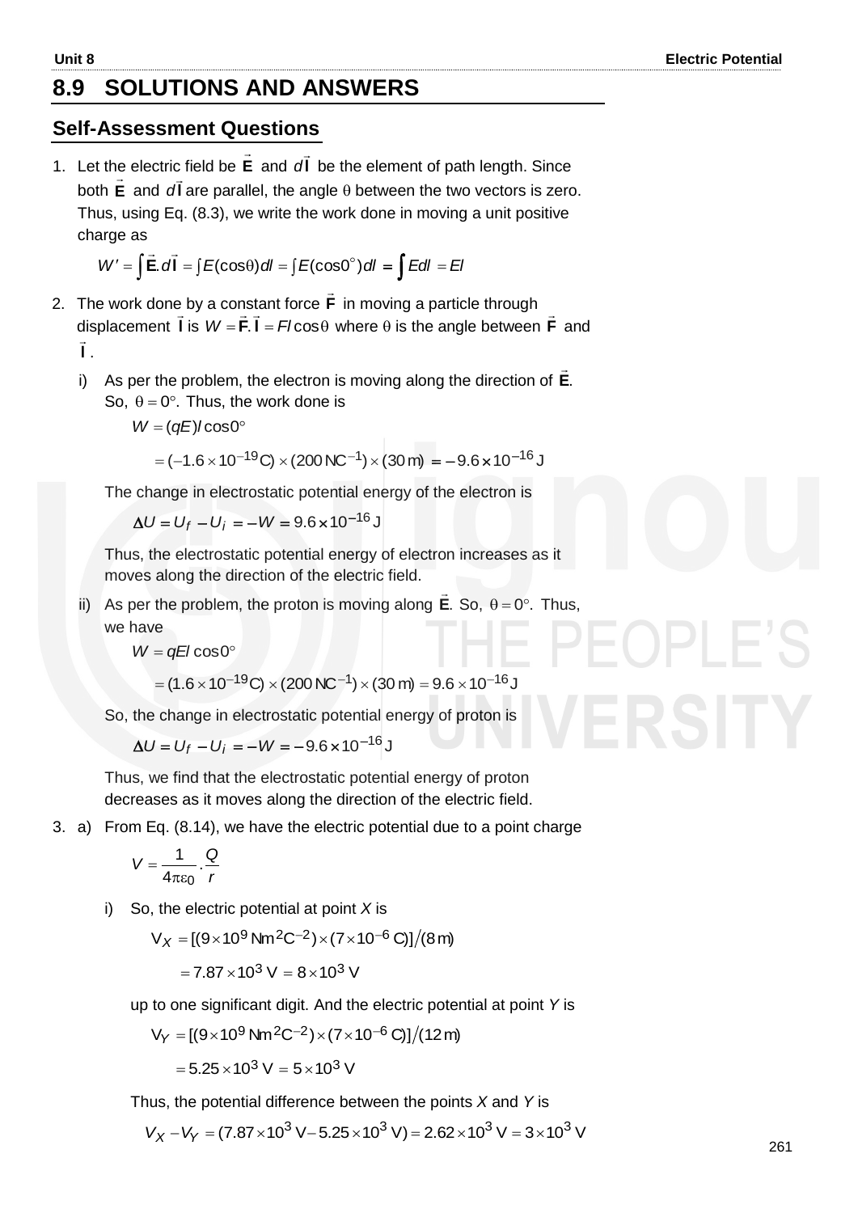## 8.9 SOLUTIONS AND ANSWERS

### Self-Assessment Questions

1. Let the electric field be $\vec{\mathbf{E}}$ and $d\vec{\mathbf{l}}$ be the element of path length. Since both $\vec{\mathbf{E}}$ and $d\vec{\mathbf{l}}$ are parallel, the angle $\theta$ between the two vectors is zero. Thus, using Eq. (8.3), we write the work done in moving a unit positive charge as

$$W' = \int \vec{\mathbf{E}}.d\vec{\mathbf{l}} = \int E(\cos\theta)dl = \int E(\cos 0^\circ)dl = \int E dl = El$$

2. The work done by a constant force $\vec{\mathbf{F}}$ in moving a particle through displacement $\vec{\mathbf{l}}$ is $W = \vec{\mathbf{F}}.\vec{\mathbf{l}} = Fl\cos\theta$ where $\theta$ is the angle between $\vec{\mathbf{F}}$ and $\vec{\mathbf{l}}$.

   i) As per the problem, the electron is moving along the direction of $\vec{\mathbf{E}}$. So, $\theta = 0°$. Thus, the work done is

$$W = (qE)l\cos 0°$$

$$= (-1.6\times10^{-19}\,\text{C})\times(200\,\text{NC}^{-1})\times(30\,\text{m}) = -9.6\times10^{-16}\,\text{J}$$

   The change in electrostatic potential energy of the electron is

$$\Delta U = U_f - U_i = -W = 9.6\times10^{-16}\,\text{J}$$

   Thus, the electrostatic potential energy of electron increases as it moves along the direction of the electric field.

   ii) As per the problem, the proton is moving along $\vec{\mathbf{E}}$. So, $\theta = 0°$. Thus, we have

$$W = qEl\cos 0°$$

$$= (1.6\times10^{-19}\,\text{C})\times(200\,\text{NC}^{-1})\times(30\,\text{m}) = 9.6\times10^{-16}\,\text{J}$$

   So, the change in electrostatic potential energy of proton is

$$\Delta U = U_f - U_i = -W = -9.6\times10^{-16}\,\text{J}$$

   Thus, we find that the electrostatic potential energy of proton decreases as it moves along the direction of the electric field.

3. a) From Eq. (8.14), we have the electric potential due to a point charge

$$V = \frac{1}{4\pi\varepsilon_0}.\frac{Q}{r}$$

   i) So, the electric potential at point $X$ is

$$V_X = [(9\times10^9\,\text{Nm}^2\text{C}^{-2})\times(7\times10^{-6}\,\text{C})]/(8\,\text{m})$$

$$= 7.87\times10^3\,\text{V} = 8\times10^3\,\text{V}$$

   up to one significant digit. And the electric potential at point $Y$ is

$$V_Y = [(9\times10^9\,\text{Nm}^2\text{C}^{-2})\times(7\times10^{-6}\,\text{C})]/(12\,\text{m})$$

$$= 5.25\times10^3\,\text{V} = 5\times10^3\,\text{V}$$

   Thus, the potential difference between the points $X$ and $Y$ is

$$V_X - V_Y = (7.87\times10^3\,\text{V} - 5.25\times10^3\,\text{V}) = 2.62\times10^3\,\text{V} = 3\times10^3\,\text{V}$$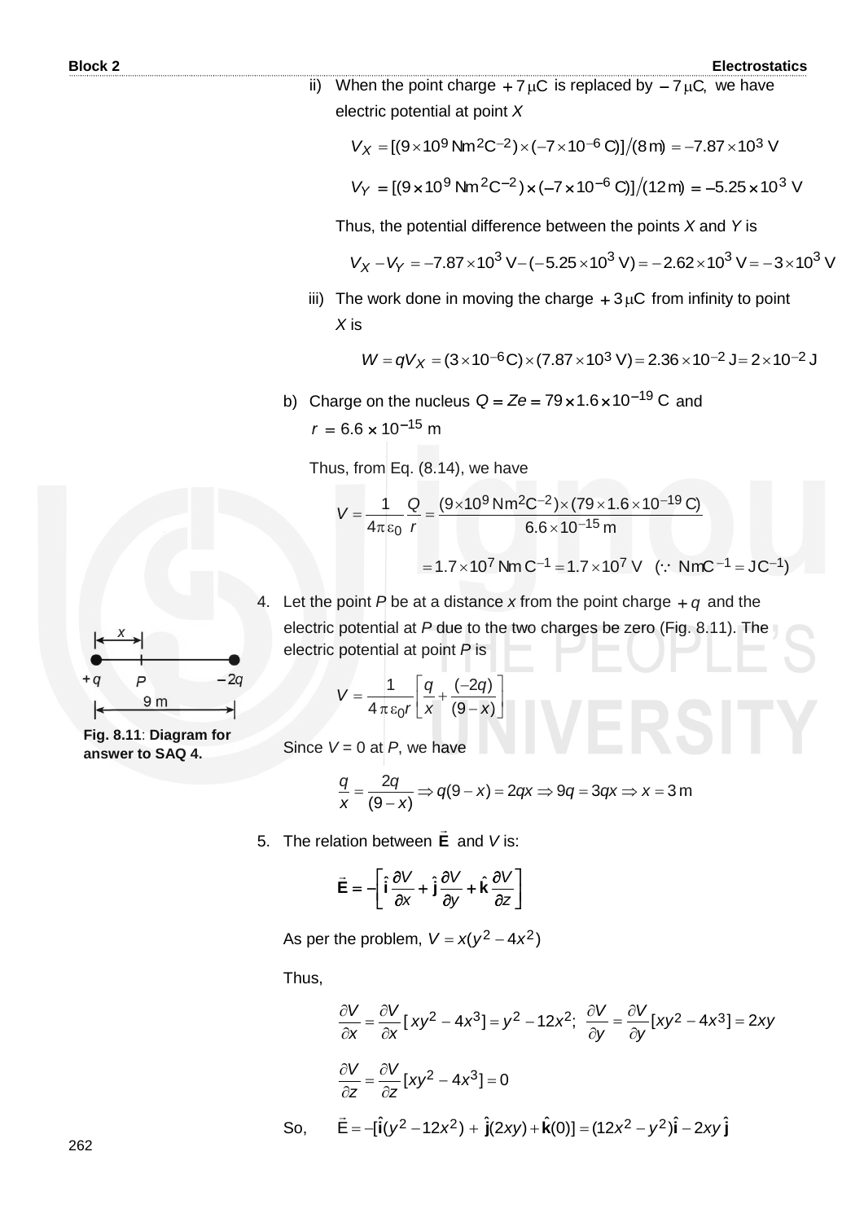ii) When the point charge $+7\,\mu C$ is replaced by $-7\,\mu C$, we have electric potential at point $X$

$$V_X = [(9\times10^9\ \text{Nm}^2\text{C}^{-2})\times(-7\times10^{-6}\ \text{C})]/(8\ \text{m}) = -7.87\times10^3\ \text{V}$$

$$V_Y = [(9\times10^9\ \text{Nm}^2\text{C}^{-2})\times(-7\times10^{-6}\ \text{C})]/(12\ \text{m}) = -5.25\times10^3\ \text{V}$$

Thus, the potential difference between the points $X$ and $Y$ is

$$V_X - V_Y = -7.87\times10^3\ \text{V} - (-5.25\times10^3\ \text{V}) = -2.62\times10^3\ \text{V} = -3\times10^3\ \text{V}$$

iii) The work done in moving the charge $+3\,\mu C$ from infinity to point $X$ is

$$W = qV_X = (3\times10^{-6}\text{C})\times(7.87\times10^3\ \text{V}) = 2.36\times10^{-2}\ \text{J} = 2\times10^{-2}\ \text{J}$$

b) Charge on the nucleus $Q = Ze = 79\times1.6\times10^{-19}\ \text{C}$ and $r = 6.6\times10^{-15}\ \text{m}$

Thus, from Eq. (8.14), we have

$$V = \frac{1}{4\pi\varepsilon_0}\frac{Q}{r} = \frac{(9\times10^9\ \text{Nm}^2\text{C}^{-2})\times(79\times1.6\times10^{-19}\ \text{C})}{6.6\times10^{-15}\ \text{m}}$$

$$= 1.7\times10^7\ \text{Nm C}^{-1} = 1.7\times10^7\ \text{V} \quad (\because\ \text{NmC}^{-1} = \text{JC}^{-1})$$

4. Let the point $P$ be at a distance $x$ from the point charge $+q$ and the electric potential at $P$ due to the two charges be zero (Fig. 8.11). The electric potential at point $P$ is

$$V = \frac{1}{4\pi\varepsilon_0 r}\left[\frac{q}{x} + \frac{(-2q)}{(9-x)}\right]$$

Since $V = 0$ at $P$, we have

$$\frac{q}{x} = \frac{2q}{(9-x)} \Rightarrow q(9-x) = 2qx \Rightarrow 9q = 3qx \Rightarrow x = 3\ \text{m}$$

**Fig. 8.11**: **Diagram for answer to SAQ 4.**

5. The relation between $\vec{\mathbf{E}}$ and $V$ is:

$$\vec{\mathbf{E}} = -\left[\hat{\mathbf{i}}\frac{\partial V}{\partial x} + \hat{\mathbf{j}}\frac{\partial V}{\partial y} + \hat{\mathbf{k}}\frac{\partial V}{\partial z}\right]$$

As per the problem, $V = x(y^2 - 4x^2)$

Thus,

$$\frac{\partial V}{\partial x} = \frac{\partial V}{\partial x}[xy^2 - 4x^3] = y^2 - 12x^2; \quad \frac{\partial V}{\partial y} = \frac{\partial V}{\partial y}[xy^2 - 4x^3] = 2xy$$

$$\frac{\partial V}{\partial z} = \frac{\partial V}{\partial z}[xy^2 - 4x^3] = 0$$

So, $\quad \vec{E} = -[\hat{\mathbf{i}}(y^2 - 12x^2) + \hat{\mathbf{j}}(2xy) + \hat{\mathbf{k}}(0)] = (12x^2 - y^2)\hat{\mathbf{i}} - 2xy\,\hat{\mathbf{j}}$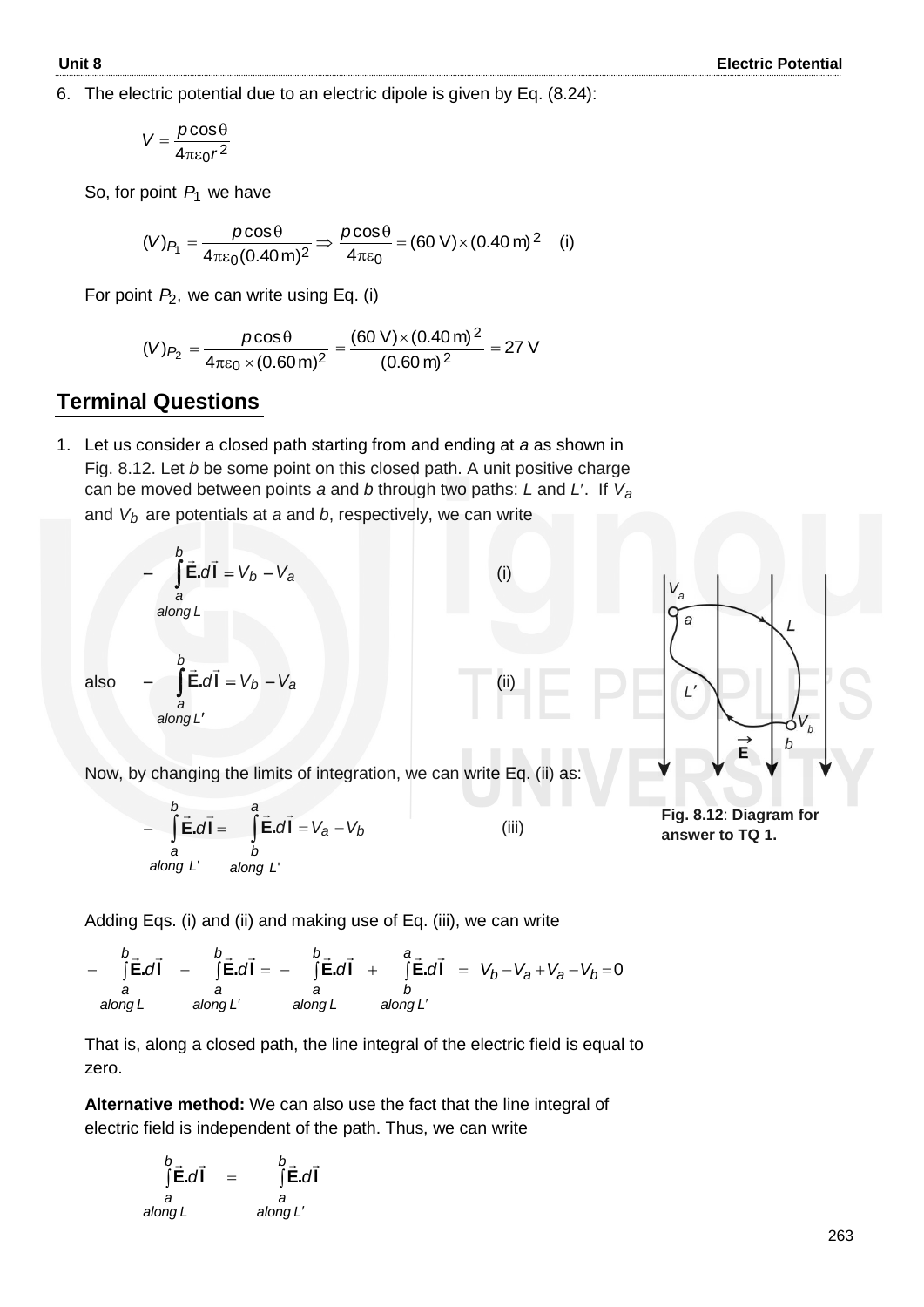6. The electric potential due to an electric dipole is given by Eq. (8.24):

$$V = \frac{p\cos\theta}{4\pi\varepsilon_0 r^2}$$

So, for point $P_1$ we have

$$(V)_{P_1} = \frac{p\cos\theta}{4\pi\varepsilon_0 (0.40\,\text{m})^2} \Rightarrow \frac{p\cos\theta}{4\pi\varepsilon_0} = (60\,\text{V})\times(0.40\,\text{m})^2 \quad \text{(i)}$$

For point $P_2$, we can write using Eq. (i)

$$(V)_{P_2} = \frac{p\cos\theta}{4\pi\varepsilon_0 \times (0.60\,\text{m})^2} = \frac{(60\,\text{V})\times(0.40\,\text{m})^2}{(0.60\,\text{m})^2} = 27\,\text{V}$$

## Terminal Questions

1. Let us consider a closed path starting from and ending at $a$ as shown in Fig. 8.12. Let $b$ be some point on this closed path. A unit positive charge can be moved between points $a$ and $b$ through two paths: $L$ and $L'$. If $V_a$ and $V_b$ are potentials at $a$ and $b$, respectively, we can write

$$-\int_{a \text{ (along } L)}^{b} \vec{\mathbf{E}}.d\vec{\mathbf{l}} = V_b - V_a \quad \text{(i)}$$

also

$$-\int_{a \text{ (along } L')}^{b} \vec{\mathbf{E}}.d\vec{\mathbf{l}} = V_b - V_a \quad \text{(ii)}$$

Now, by changing the limits of integration, we can write Eq. (ii) as:

$$-\int_{a \text{ (along } L')}^{b} \vec{\mathbf{E}}.d\vec{\mathbf{l}} = \int_{b \text{ (along } L')}^{a} \vec{\mathbf{E}}.d\vec{\mathbf{l}} = V_a - V_b \quad \text{(iii)}$$

Fig. 8.12: Diagram for answer to TQ 1.

Adding Eqs. (i) and (ii) and making use of Eq. (iii), we can write

$$-\int_{a \text{ (along } L)}^{b} \vec{\mathbf{E}}.d\vec{\mathbf{l}} - \int_{a \text{ (along } L')}^{b} \vec{\mathbf{E}}.d\vec{\mathbf{l}} = -\int_{a \text{ (along } L)}^{b} \vec{\mathbf{E}}.d\vec{\mathbf{l}} + \int_{b \text{ (along } L')}^{a} \vec{\mathbf{E}}.d\vec{\mathbf{l}} = V_b - V_a + V_a - V_b = 0$$

That is, along a closed path, the line integral of the electric field is equal to zero.

**Alternative method:** We can also use the fact that the line integral of electric field is independent of the path. Thus, we can write

$$\int_{a \text{ (along } L)}^{b} \vec{\mathbf{E}}.d\vec{\mathbf{l}} = \int_{a \text{ (along } L')}^{b} \vec{\mathbf{E}}.d\vec{\mathbf{l}}$$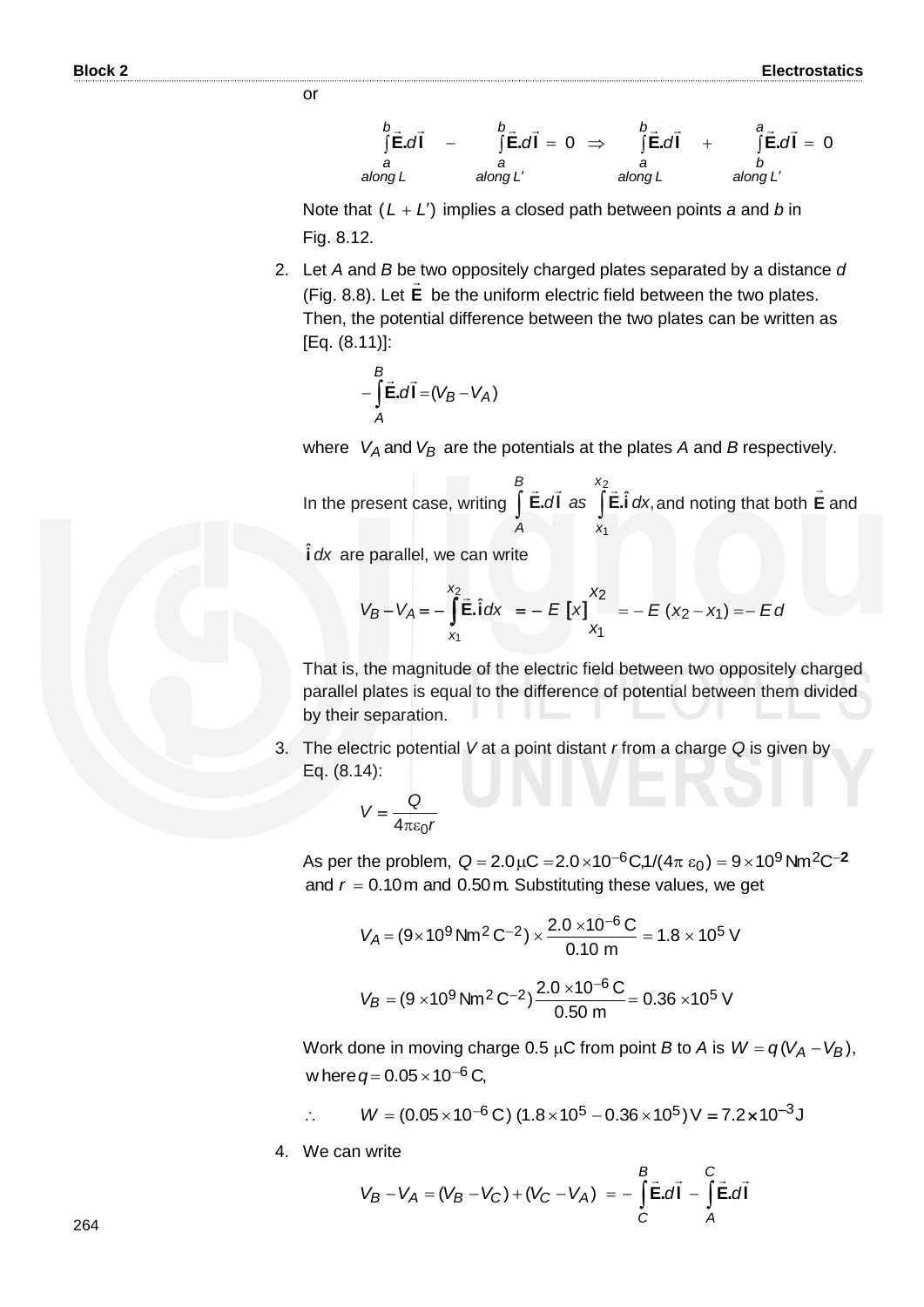or

$$\int_{a \atop along\,L}^{b} \vec{\mathbf{E}}.d\vec{\mathbf{l}} \quad - \quad \int_{a \atop along\,L'}^{b} \vec{\mathbf{E}}.d\vec{\mathbf{l}} = 0 \quad \Rightarrow \quad \int_{a \atop along\,L}^{b} \vec{\mathbf{E}}.d\vec{\mathbf{l}} \quad + \quad \int_{b \atop along\,L'}^{a} \vec{\mathbf{E}}.d\vec{\mathbf{l}} = 0$$

Note that $(L + L')$ implies a closed path between points *a* and *b* in Fig. 8.12.

2. Let *A* and *B* be two oppositely charged plates separated by a distance *d* (Fig. 8.8). Let $\vec{\mathbf{E}}$ be the uniform electric field between the two plates. Then, the potential difference between the two plates can be written as [Eq. (8.11)]:

$$-\int_{A}^{B} \vec{\mathbf{E}}.d\vec{\mathbf{l}} = (V_B - V_A)$$

where $V_A$ and $V_B$ are the potentials at the plates *A* and *B* respectively.

In the present case, writing $\int_{A}^{B} \vec{\mathbf{E}}.d\vec{\mathbf{l}}$ *as* $\int_{x_1}^{x_2} \vec{\mathbf{E}}.\hat{\mathbf{i}}\,dx$, and noting that both $\vec{\mathbf{E}}$ and $\hat{\mathbf{i}}\,dx$ are parallel, we can write

$$V_B - V_A = -\int_{x_1}^{x_2} \vec{\mathbf{E}}.\hat{\mathbf{i}}\,dx = -E\,[x]_{x_1}^{x_2} = -E\,(x_2 - x_1) = -E\,d$$

That is, the magnitude of the electric field between two oppositely charged parallel plates is equal to the difference of potential between them divided by their separation.

3. The electric potential *V* at a point distant *r* from a charge *Q* is given by Eq. (8.14):

$$V = \frac{Q}{4\pi\varepsilon_0 r}$$

As per the problem, $Q = 2.0\,\mu\text{C} = 2.0 \times 10^{-6}\,\text{C}, 1/(4\pi\,\varepsilon_0) = 9 \times 10^9\,\text{Nm}^2\text{C}^{-2}$ and $r = 0.10\,\text{m}$ and $0.50\,\text{m}$. Substituting these values, we get

$$V_A = (9 \times 10^9\,\text{Nm}^2\,\text{C}^{-2}) \times \frac{2.0 \times 10^{-6}\,\text{C}}{0.10\,\text{m}} = 1.8 \times 10^5\,\text{V}$$

$$V_B = (9 \times 10^9\,\text{Nm}^2\,\text{C}^{-2})\frac{2.0 \times 10^{-6}\,\text{C}}{0.50\,\text{m}} = 0.36 \times 10^5\,\text{V}$$

Work done in moving charge 0.5 $\mu$C from point *B* to *A* is $W = q\,(V_A - V_B)$, where $q = 0.05 \times 10^{-6}\,\text{C}$,

$$\therefore \qquad W = (0.05 \times 10^{-6}\,\text{C})\,(1.8 \times 10^5 - 0.36 \times 10^5)\,\text{V} = 7.2 \times 10^{-3}\,\text{J}$$

4. We can write

$$V_B - V_A = (V_B - V_C) + (V_C - V_A) = -\int_{C}^{B} \vec{\mathbf{E}}.d\vec{\mathbf{l}} - \int_{A}^{C} \vec{\mathbf{E}}.d\vec{\mathbf{l}}$$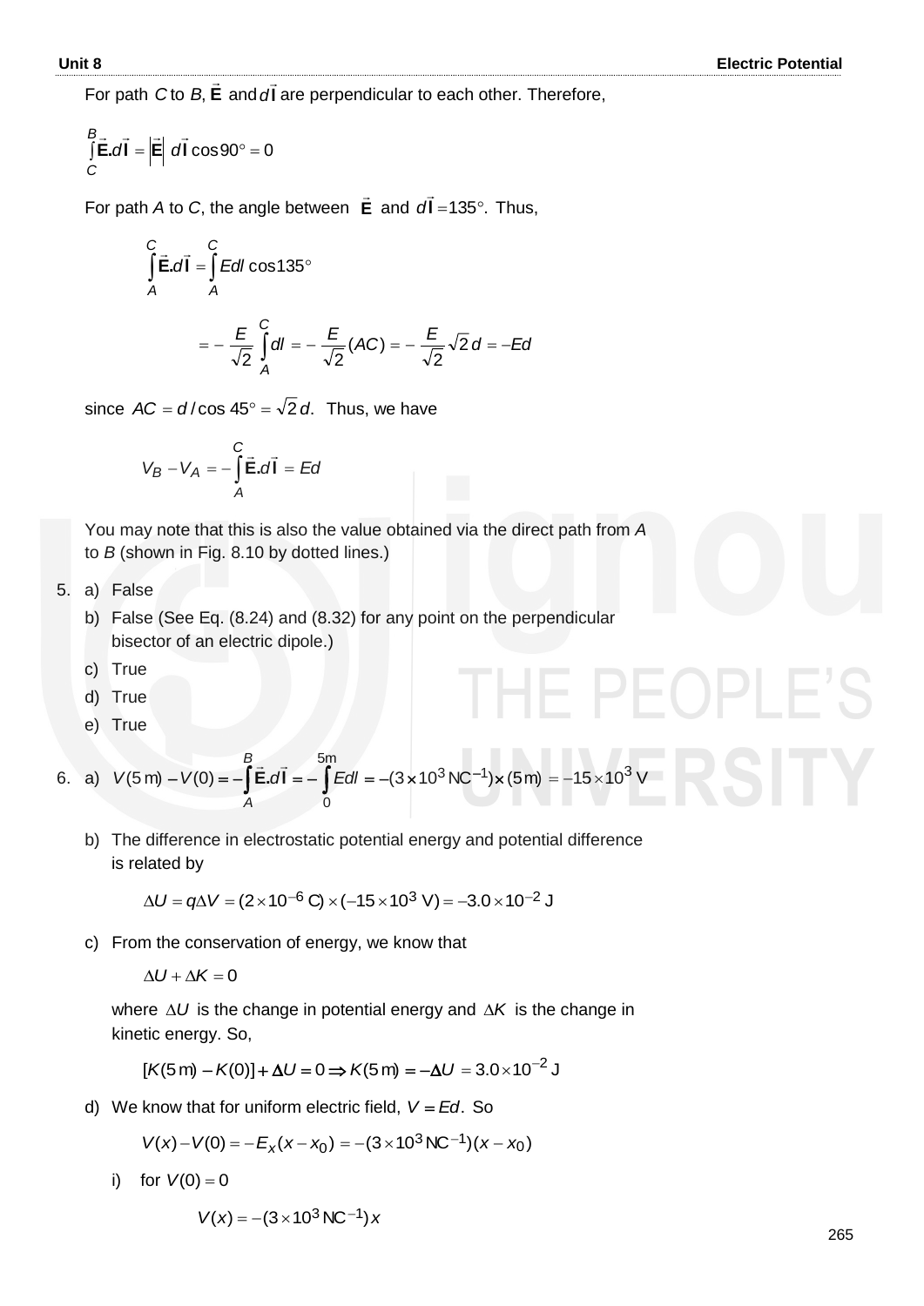For path $C$ to $B$, $\vec{\mathbf{E}}$ and $d\vec{\mathbf{l}}$ are perpendicular to each other. Therefore,

$$\int_C^B \vec{\mathbf{E}}.d\vec{\mathbf{l}} = \left|\vec{\mathbf{E}}\right| \, d\vec{\mathbf{l}} \cos 90° = 0$$

For path $A$ to $C$, the angle between $\vec{\mathbf{E}}$ and $d\vec{\mathbf{l}} = 135°$. Thus,

$$\int_A^C \vec{\mathbf{E}}.d\vec{\mathbf{l}} = \int_A^C Edl \cos 135°$$

$$= -\frac{E}{\sqrt{2}} \int_A^C dl = -\frac{E}{\sqrt{2}}(AC) = -\frac{E}{\sqrt{2}}\sqrt{2}\,d = -Ed$$

since $AC = d/\cos 45° = \sqrt{2}\,d.$ Thus, we have

$$V_B - V_A = -\int_A^C \vec{\mathbf{E}}.d\vec{\mathbf{l}} = Ed$$

You may note that this is also the value obtained via the direct path from $A$ to $B$ (shown in Fig. 8.10 by dotted lines.)

5. a) False

   b) False (See Eq. (8.24) and (8.32) for any point on the perpendicular bisector of an electric dipole.)

   c) True

   d) True

   e) True

6. a) $V(5\,\text{m}) - V(0) = -\int_A^B \vec{\mathbf{E}}.d\vec{\mathbf{l}} = -\int_0^{5\text{m}} Edl = -(3\times10^3\,\text{NC}^{-1})\times(5\,\text{m}) = -15\times10^3\,\text{V}$

   b) The difference in electrostatic potential energy and potential difference is related by

   $$\Delta U = q\Delta V = (2\times10^{-6}\,\text{C})\times(-15\times10^3\,\text{V}) = -3.0\times10^{-2}\,\text{J}$$

   c) From the conservation of energy, we know that

   $$\Delta U + \Delta K = 0$$

   where $\Delta U$ is the change in potential energy and $\Delta K$ is the change in kinetic energy. So,

   $$[K(5\,\text{m}) - K(0)] + \Delta U = 0 \Rightarrow K(5\,\text{m}) = -\Delta U = 3.0\times10^{-2}\,\text{J}$$

   d) We know that for uniform electric field, $V = Ed$. So

   $$V(x) - V(0) = -E_x(x - x_0) = -(3\times10^3\,\text{NC}^{-1})(x - x_0)$$

   i) for $V(0) = 0$

   $$V(x) = -(3\times10^3\,\text{NC}^{-1})\,x$$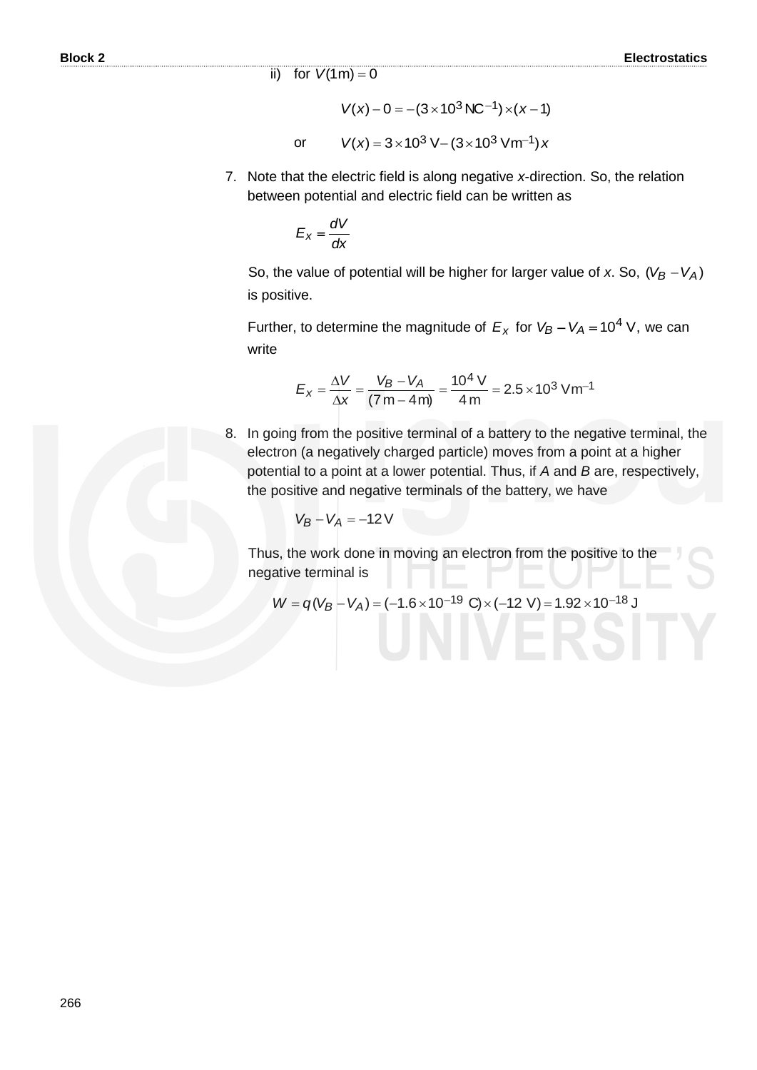ii) for $V(1\text{m}) = 0$

$$V(x) - 0 = -(3 \times 10^3 \text{ NC}^{-1}) \times (x - 1)$$

or $$V(x) = 3 \times 10^3 \text{ V} - (3 \times 10^3 \text{ Vm}^{-1})\, x$$

7. Note that the electric field is along negative *x*-direction. So, the relation between potential and electric field can be written as

$$E_x = \frac{dV}{dx}$$

So, the value of potential will be higher for larger value of *x*. So, $(V_B - V_A)$ is positive.

Further, to determine the magnitude of $E_x$ for $V_B - V_A = 10^4$ V, we can write

$$E_x = \frac{\Delta V}{\Delta x} = \frac{V_B - V_A}{(7\,\text{m} - 4\,\text{m})} = \frac{10^4 \text{ V}}{4\,\text{m}} = 2.5 \times 10^3 \text{ Vm}^{-1}$$

8. In going from the positive terminal of a battery to the negative terminal, the electron (a negatively charged particle) moves from a point at a higher potential to a point at a lower potential. Thus, if *A* and *B* are, respectively, the positive and negative terminals of the battery, we have

$$V_B - V_A = -12\,\text{V}$$

Thus, the work done in moving an electron from the positive to the negative terminal is

$$W = q(V_B - V_A) = (-1.6 \times 10^{-19} \text{ C}) \times (-12 \text{ V}) = 1.92 \times 10^{-18} \text{ J}$$